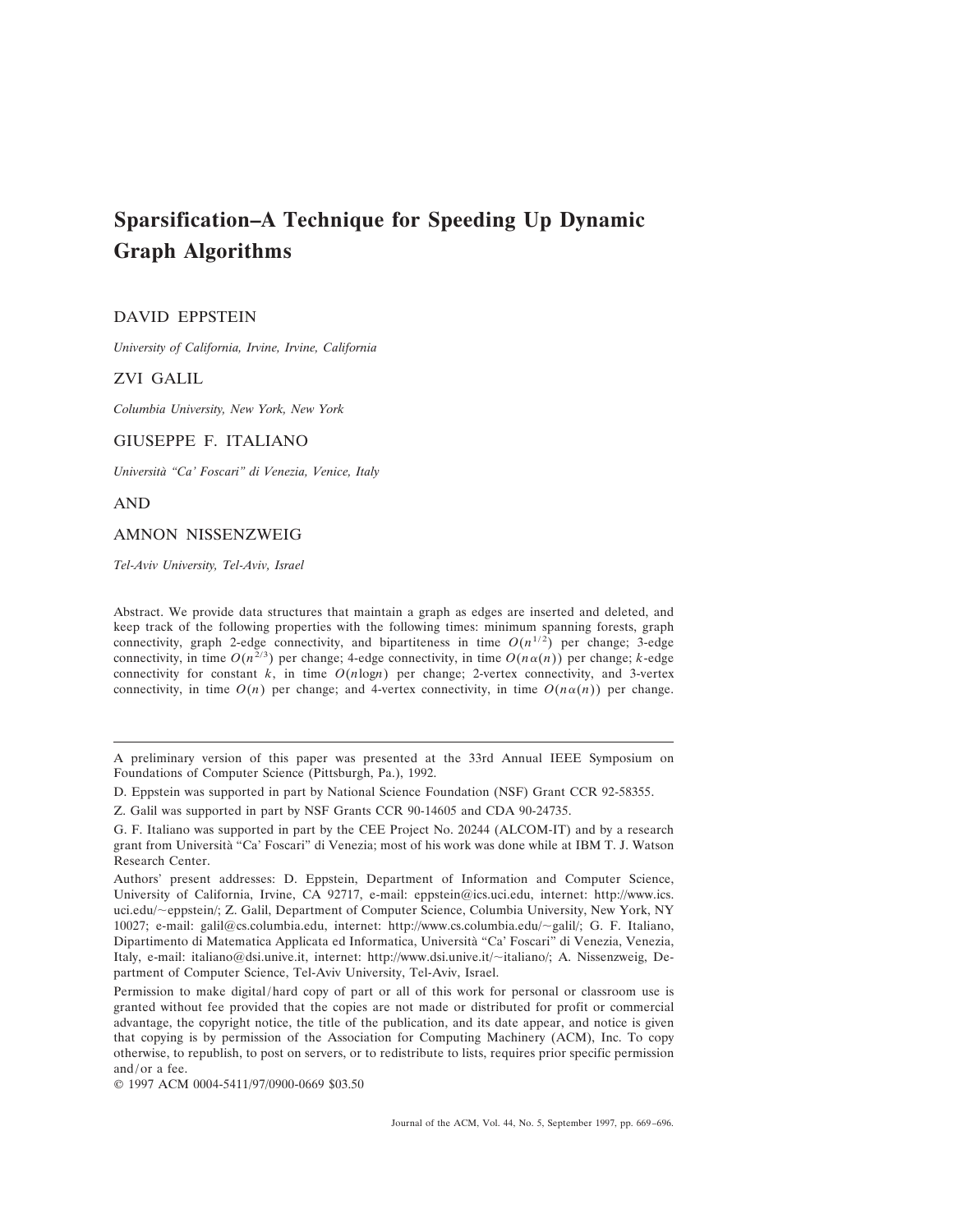# Sparsification–A Technique for Speeding Up Dynamic Graph Algorithms

DAVID EPPSTEIN

*University of California, Irvine, Irvine, California*

ZVI GALIL

*Columbia University, New York, New York*

GIUSEPPE F. ITALIANO

*Università "Ca' Foscari" di Venezia, Venice, Italy*

AND

AMNON NISSENZWEIG

*Tel-Aviv University, Tel-Aviv, Israel*

Abstract. We provide data structures that maintain a graph as edges are inserted and deleted, and keep track of the following properties with the following times: minimum spanning forests, graph connectivity, graph 2-edge connectivity, and bipartiteness in time $O(n^{1/2})$ per change; 3-edge connectivity, in time $O(n^{2/3})$ per change; 4-edge connectivity, in time $O(n\alpha(n))$ per change; $k$-edge connectivity for constant $k$, in time $O(n \log n)$ per change; 2-vertex connectivity, and 3-vertex connectivity, in time $O(n)$ per change; and 4-vertex connectivity, in time $O(n\alpha(n))$ per change.

---

A preliminary version of this paper was presented at the 33rd Annual IEEE Symposium on Foundations of Computer Science (Pittsburgh, Pa.), 1992.

D. Eppstein was supported in part by National Science Foundation (NSF) Grant CCR 92-58355.

Z. Galil was supported in part by NSF Grants CCR 90-14605 and CDA 90-24735.

G. F. Italiano was supported in part by the CEE Project No. 20244 (ALCOM-IT) and by a research grant from Università "Ca' Foscari" di Venezia; most of his work was done while at IBM T. J. Watson Research Center.

Authors' present addresses: D. Eppstein, Department of Information and Computer Science, University of California, Irvine, CA 92717, e-mail: eppstein@ics.uci.edu, internet: http://www.ics.uci.edu/~eppstein/; Z. Galil, Department of Computer Science, Columbia University, New York, NY 10027; e-mail: galil@cs.columbia.edu, internet: http://www.cs.columbia.edu/~galil/; G. F. Italiano, Dipartimento di Matematica Applicata ed Informatica, Università "Ca' Foscari" di Venezia, Venezia, Italy, e-mail: italiano@dsi.unive.it, internet: http://www.dsi.unive.it/~italiano/; A. Nissenzweig, Department of Computer Science, Tel-Aviv University, Tel-Aviv, Israel.

Permission to make digital/hard copy of part or all of this work for personal or classroom use is granted without fee provided that the copies are not made or distributed for profit or commercial advantage, the copyright notice, the title of the publication, and its date appear, and notice is given that copying is by permission of the Association for Computing Machinery (ACM), Inc. To copy otherwise, to republish, to post on servers, or to redistribute to lists, requires prior specific permission and/or a fee.

© 1997 ACM 0004-5411/97/0900-0669 $03.50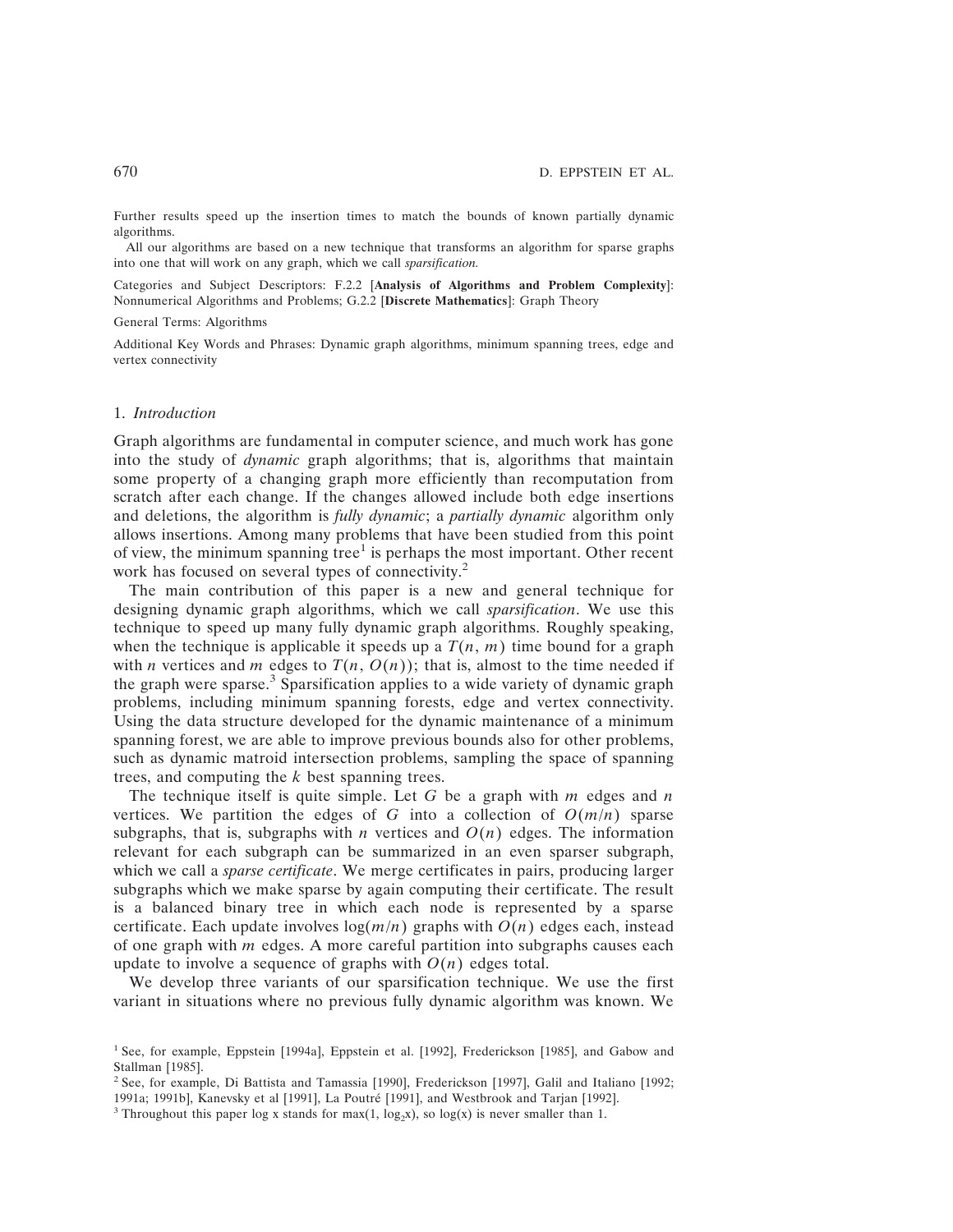Further results speed up the insertion times to match the bounds of known partially dynamic algorithms.

All our algorithms are based on a new technique that transforms an algorithm for sparse graphs into one that will work on any graph, which we call *sparsification.*

Categories and Subject Descriptors: F.2.2 [**Analysis of Algorithms and Problem Complexity**]: Nonnumerical Algorithms and Problems; G.2.2 [**Discrete Mathematics**]: Graph Theory

General Terms: Algorithms

Additional Key Words and Phrases: Dynamic graph algorithms, minimum spanning trees, edge and vertex connectivity

## 1. *Introduction*

Graph algorithms are fundamental in computer science, and much work has gone into the study of *dynamic* graph algorithms; that is, algorithms that maintain some property of a changing graph more efficiently than recomputation from scratch after each change. If the changes allowed include both edge insertions and deletions, the algorithm is *fully dynamic*; a *partially dynamic* algorithm only allows insertions. Among many problems that have been studied from this point of view, the minimum spanning tree[1] is perhaps the most important. Other recent work has focused on several types of connectivity.[2]

The main contribution of this paper is a new and general technique for designing dynamic graph algorithms, which we call *sparsification*. We use this technique to speed up many fully dynamic graph algorithms. Roughly speaking, when the technique is applicable it speeds up a $T(n, m)$ time bound for a graph with $n$ vertices and $m$ edges to $T(n, O(n))$; that is, almost to the time needed if the graph were sparse.[3] Sparsification applies to a wide variety of dynamic graph problems, including minimum spanning forests, edge and vertex connectivity. Using the data structure developed for the dynamic maintenance of a minimum spanning forest, we are able to improve previous bounds also for other problems, such as dynamic matroid intersection problems, sampling the space of spanning trees, and computing the $k$ best spanning trees.

The technique itself is quite simple. Let $G$ be a graph with $m$ edges and $n$ vertices. We partition the edges of $G$ into a collection of $O(m/n)$ sparse subgraphs, that is, subgraphs with $n$ vertices and $O(n)$ edges. The information relevant for each subgraph can be summarized in an even sparser subgraph, which we call a *sparse certificate*. We merge certificates in pairs, producing larger subgraphs which we make sparse by again computing their certificate. The result is a balanced binary tree in which each node is represented by a sparse certificate. Each update involves $\log(m/n)$ graphs with $O(n)$ edges each, instead of one graph with $m$ edges. A more careful partition into subgraphs causes each update to involve a sequence of graphs with $O(n)$ edges total.

We develop three variants of our sparsification technique. We use the first variant in situations where no previous fully dynamic algorithm was known. We

[1] See, for example, Eppstein [1994a], Eppstein et al. [1992], Frederickson [1985], and Gabow and Stallman [1985].

[2] See, for example, Di Battista and Tamassia [1990], Frederickson [1997], Galil and Italiano [1992; 1991a; 1991b], Kanevsky et al [1991], La Poutré [1991], and Westbrook and Tarjan [1992].

[3] Throughout this paper log x stands for $\max(1, \log_2 x)$, so $\log(x)$ is never smaller than 1.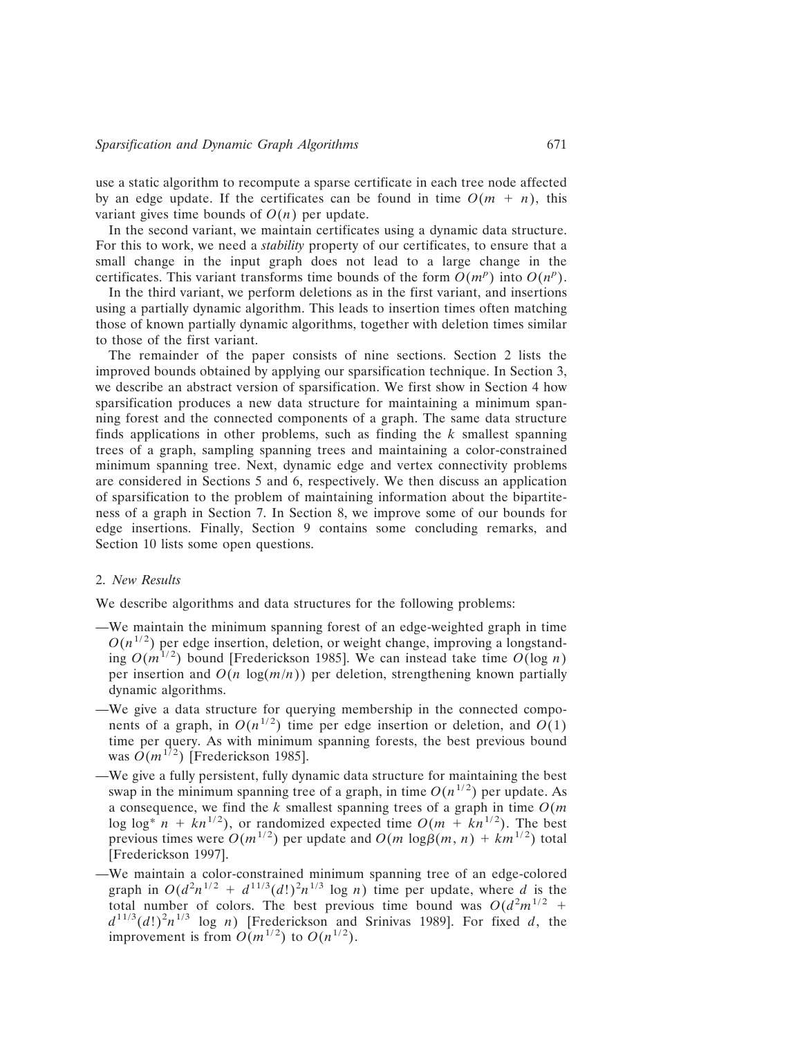use a static algorithm to recompute a sparse certificate in each tree node affected by an edge update. If the certificates can be found in time $O(m + n)$, this variant gives time bounds of $O(n)$ per update.

In the second variant, we maintain certificates using a dynamic data structure. For this to work, we need a *stability* property of our certificates, to ensure that a small change in the input graph does not lead to a large change in the certificates. This variant transforms time bounds of the form $O(m^p)$ into $O(n^p)$.

In the third variant, we perform deletions as in the first variant, and insertions using a partially dynamic algorithm. This leads to insertion times often matching those of known partially dynamic algorithms, together with deletion times similar to those of the first variant.

The remainder of the paper consists of nine sections. Section 2 lists the improved bounds obtained by applying our sparsification technique. In Section 3, we describe an abstract version of sparsification. We first show in Section 4 how sparsification produces a new data structure for maintaining a minimum spanning forest and the connected components of a graph. The same data structure finds applications in other problems, such as finding the $k$ smallest spanning trees of a graph, sampling spanning trees and maintaining a color-constrained minimum spanning tree. Next, dynamic edge and vertex connectivity problems are considered in Sections 5 and 6, respectively. We then discuss an application of sparsification to the problem of maintaining information about the bipartiteness of a graph in Section 7. In Section 8, we improve some of our bounds for edge insertions. Finally, Section 9 contains some concluding remarks, and Section 10 lists some open questions.

## 2. *New Results*

We describe algorithms and data structures for the following problems:

—We maintain the minimum spanning forest of an edge-weighted graph in time $O(n^{1/2})$ per edge insertion, deletion, or weight change, improving a longstanding $O(m^{1/2})$ bound [Frederickson 1985]. We can instead take time $O(\log n)$ per insertion and $O(n \log(m/n))$ per deletion, strengthening known partially dynamic algorithms.

—We give a data structure for querying membership in the connected components of a graph, in $O(n^{1/2})$ time per edge insertion or deletion, and $O(1)$ time per query. As with minimum spanning forests, the best previous bound was $O(m^{1/2})$ [Frederickson 1985].

—We give a fully persistent, fully dynamic data structure for maintaining the best swap in the minimum spanning tree of a graph, in time $O(n^{1/2})$ per update. As a consequence, we find the $k$ smallest spanning trees of a graph in time $O(m \log \log^* n + kn^{1/2})$, or randomized expected time $O(m + kn^{1/2})$. The best previous times were $O(m^{1/2})$ per update and $O(m \log\beta(m, n) + km^{1/2})$ total [Frederickson 1997].

—We maintain a color-constrained minimum spanning tree of an edge-colored graph in $O(d^2 n^{1/2} + d^{11/3}(d!)^2 n^{1/3} \log n)$ time per update, where $d$ is the total number of colors. The best previous time bound was $O(d^2 m^{1/2} + d^{11/3}(d!)^2 n^{1/3} \log n)$ [Frederickson and Srinivas 1989]. For fixed $d$, the improvement is from $O(m^{1/2})$ to $O(n^{1/2})$.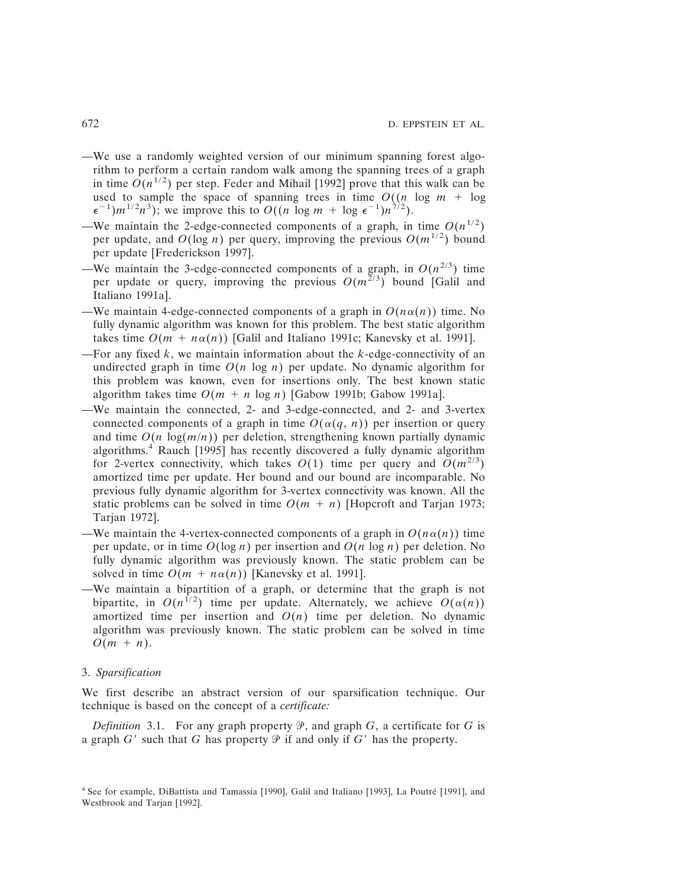—We use a randomly weighted version of our minimum spanning forest algorithm to perform a certain random walk among the spanning trees of a graph in time $O(n^{1/2})$ per step. Feder and Mihail [1992] prove that this walk can be used to sample the space of spanning trees in time $O((n \log m + \log \epsilon^{-1})m^{1/2}n^3)$; we improve this to $O((n \log m + \log \epsilon^{-1})n^{7/2})$.

—We maintain the 2-edge-connected components of a graph, in time $O(n^{1/2})$ per update, and $O(\log n)$ per query, improving the previous $O(m^{1/2})$ bound per update [Frederickson 1997].

—We maintain the 3-edge-connected components of a graph, in $O(n^{2/3})$ time per update or query, improving the previous $O(m^{2/3})$ bound [Galil and Italiano 1991a].

—We maintain 4-edge-connected components of a graph in $O(n\alpha(n))$ time. No fully dynamic algorithm was known for this problem. The best static algorithm takes time $O(m + n\alpha(n))$ [Galil and Italiano 1991c; Kanevsky et al. 1991].

—For any fixed $k$, we maintain information about the $k$-edge-connectivity of an undirected graph in time $O(n \log n)$ per update. No dynamic algorithm for this problem was known, even for insertions only. The best known static algorithm takes time $O(m + n \log n)$ [Gabow 1991b; Gabow 1991a].

—We maintain the connected, 2- and 3-edge-connected, and 2- and 3-vertex connected components of a graph in time $O(\alpha(q, n))$ per insertion or query and time $O(n \log(m/n))$ per deletion, strengthening known partially dynamic algorithms.[4] Rauch [1995] has recently discovered a fully dynamic algorithm for 2-vertex connectivity, which takes $O(1)$ time per query and $O(m^{2/3})$ amortized time per update. Her bound and our bound are incomparable. No previous fully dynamic algorithm for 3-vertex connectivity was known. All the static problems can be solved in time $O(m + n)$ [Hopcroft and Tarjan 1973; Tarjan 1972].

—We maintain the 4-vertex-connected components of a graph in $O(n\alpha(n))$ time per update, or in time $O(\log n)$ per insertion and $O(n \log n)$ per deletion. No fully dynamic algorithm was previously known. The static problem can be solved in time $O(m + n\alpha(n))$ [Kanevsky et al. 1991].

—We maintain a bipartition of a graph, or determine that the graph is not bipartite, in $O(n^{1/2})$ time per update. Alternately, we achieve $O(\alpha(n))$ amortized time per insertion and $O(n)$ time per deletion. No dynamic algorithm was previously known. The static problem can be solved in time $O(m + n)$.

## 3. *Sparsification*

We first describe an abstract version of our sparsification technique. Our technique is based on the concept of a *certificate:*

*Definition* 3.1. For any graph property $\mathcal{P}$, and graph $G$, a certificate for $G$ is a graph $G'$ such that $G$ has property $\mathcal{P}$ if and only if $G'$ has the property.

[4] See for example, DiBattista and Tamassia [1990], Galil and Italiano [1993], La Poutré [1991], and Westbrook and Tarjan [1992].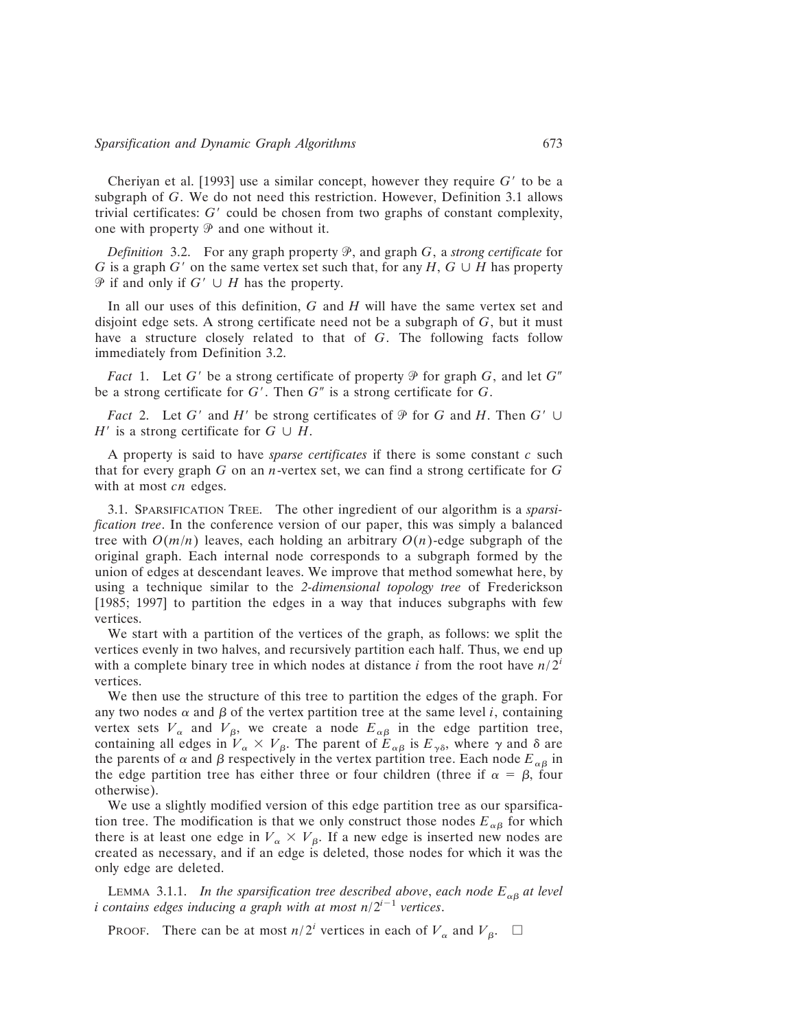Cheriyan et al. [1993] use a similar concept, however they require $G'$ to be a subgraph of $G$. We do not need this restriction. However, Definition 3.1 allows trivial certificates: $G'$ could be chosen from two graphs of constant complexity, one with property $\mathcal{P}$ and one without it.

*Definition* 3.2. For any graph property $\mathcal{P}$, and graph $G$, a *strong certificate* for $G$ is a graph $G'$ on the same vertex set such that, for any $H$, $G \cup H$ has property $\mathcal{P}$ if and only if $G' \cup H$ has the property.

In all our uses of this definition, $G$ and $H$ will have the same vertex set and disjoint edge sets. A strong certificate need not be a subgraph of $G$, but it must have a structure closely related to that of $G$. The following facts follow immediately from Definition 3.2.

*Fact* 1. Let $G'$ be a strong certificate of property $\mathcal{P}$ for graph $G$, and let $G''$ be a strong certificate for $G'$. Then $G''$ is a strong certificate for $G$.

*Fact* 2. Let $G'$ and $H'$ be strong certificates of $\mathcal{P}$ for $G$ and $H$. Then $G' \cup H'$ is a strong certificate for $G \cup H$.

A property is said to have *sparse certificates* if there is some constant $c$ such that for every graph $G$ on an $n$-vertex set, we can find a strong certificate for $G$ with at most $cn$ edges.

3.1. SPARSIFICATION TREE. The other ingredient of our algorithm is a *sparsification tree*. In the conference version of our paper, this was simply a balanced tree with $O(m/n)$ leaves, each holding an arbitrary $O(n)$-edge subgraph of the original graph. Each internal node corresponds to a subgraph formed by the union of edges at descendant leaves. We improve that method somewhat here, by using a technique similar to the *2-dimensional topology tree* of Frederickson [1985; 1997] to partition the edges in a way that induces subgraphs with few vertices.

We start with a partition of the vertices of the graph, as follows: we split the vertices evenly in two halves, and recursively partition each half. Thus, we end up with a complete binary tree in which nodes at distance $i$ from the root have $n/2^i$ vertices.

We then use the structure of this tree to partition the edges of the graph. For any two nodes $\alpha$ and $\beta$ of the vertex partition tree at the same level $i$, containing vertex sets $V_\alpha$ and $V_\beta$, we create a node $E_{\alpha\beta}$ in the edge partition tree, containing all edges in $V_\alpha \times V_\beta$. The parent of $E_{\alpha\beta}$ is $E_{\gamma\delta}$, where $\gamma$ and $\delta$ are the parents of $\alpha$ and $\beta$ respectively in the vertex partition tree. Each node $E_{\alpha\beta}$ in the edge partition tree has either three or four children (three if $\alpha = \beta$, four otherwise).

We use a slightly modified version of this edge partition tree as our sparsification tree. The modification is that we only construct those nodes $E_{\alpha\beta}$ for which there is at least one edge in $V_\alpha \times V_\beta$. If a new edge is inserted new nodes are created as necessary, and if an edge is deleted, those nodes for which it was the only edge are deleted.

LEMMA 3.1.1. *In the sparsification tree described above, each node $E_{\alpha\beta}$ at level $i$ contains edges inducing a graph with at most $n/2^{i-1}$ vertices.*

PROOF. There can be at most $n/2^i$ vertices in each of $V_\alpha$ and $V_\beta$. □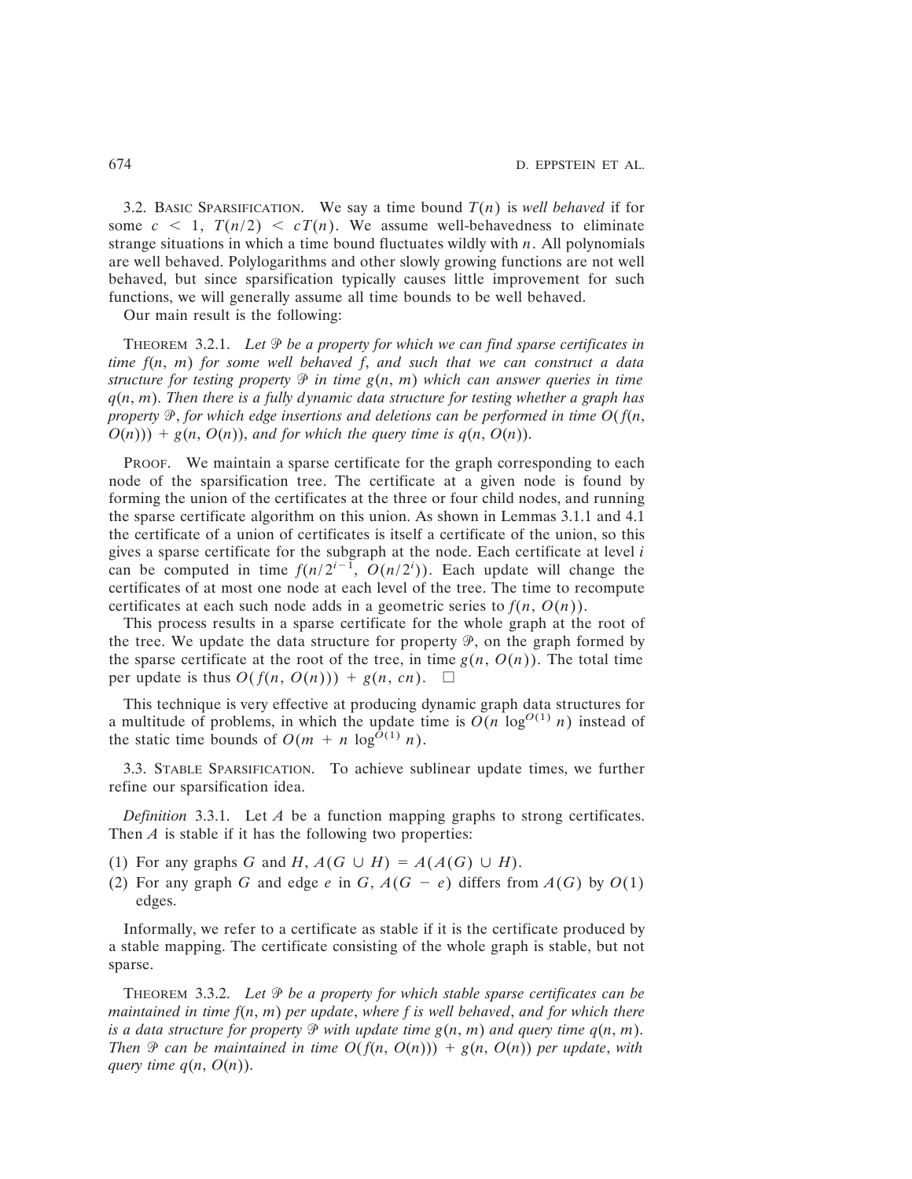3.2. Basic Sparsification. We say a time bound $T(n)$ is *well behaved* if for some $c < 1$, $T(n/2) < cT(n)$. We assume well-behavedness to eliminate strange situations in which a time bound fluctuates wildly with $n$. All polynomials are well behaved. Polylogarithms and other slowly growing functions are not well behaved, but since sparsification typically causes little improvement for such functions, we will generally assume all time bounds to be well behaved.

Our main result is the following:

Theorem 3.2.1. *Let $\mathcal{P}$ be a property for which we can find sparse certificates in time $f(n, m)$ for some well behaved $f$, and such that we can construct a data structure for testing property $\mathcal{P}$ in time $g(n, m)$ which can answer queries in time $q(n, m)$. Then there is a fully dynamic data structure for testing whether a graph has property $\mathcal{P}$, for which edge insertions and deletions can be performed in time $O(f(n, O(n))) + g(n, O(n))$, and for which the query time is $q(n, O(n))$.*

Proof. We maintain a sparse certificate for the graph corresponding to each node of the sparsification tree. The certificate at a given node is found by forming the union of the certificates at the three or four child nodes, and running the sparse certificate algorithm on this union. As shown in Lemmas 3.1.1 and 4.1 the certificate of a union of certificates is itself a certificate of the union, so this gives a sparse certificate for the subgraph at the node. Each certificate at level $i$ can be computed in time $f(n/2^{i-1}, O(n/2^i))$. Each update will change the certificates of at most one node at each level of the tree. The time to recompute certificates at each such node adds in a geometric series to $f(n, O(n))$.

This process results in a sparse certificate for the whole graph at the root of the tree. We update the data structure for property $\mathcal{P}$, on the graph formed by the sparse certificate at the root of the tree, in time $g(n, O(n))$. The total time per update is thus $O(f(n, O(n))) + g(n, cn)$. $\square$

This technique is very effective at producing dynamic graph data structures for a multitude of problems, in which the update time is $O(n \log^{O(1)} n)$ instead of the static time bounds of $O(m + n \log^{O(1)} n)$.

3.3. Stable Sparsification. To achieve sublinear update times, we further refine our sparsification idea.

*Definition* 3.3.1. Let $A$ be a function mapping graphs to strong certificates. Then $A$ is stable if it has the following two properties:

(1) For any graphs $G$ and $H$, $A(G \cup H) = A(A(G) \cup H)$.
(2) For any graph $G$ and edge $e$ in $G$, $A(G - e)$ differs from $A(G)$ by $O(1)$ edges.

Informally, we refer to a certificate as stable if it is the certificate produced by a stable mapping. The certificate consisting of the whole graph is stable, but not sparse.

Theorem 3.3.2. *Let $\mathcal{P}$ be a property for which stable sparse certificates can be maintained in time $f(n, m)$ per update, where $f$ is well behaved, and for which there is a data structure for property $\mathcal{P}$ with update time $g(n, m)$ and query time $q(n, m)$. Then $\mathcal{P}$ can be maintained in time $O(f(n, O(n))) + g(n, O(n))$ per update, with query time $q(n, O(n))$.*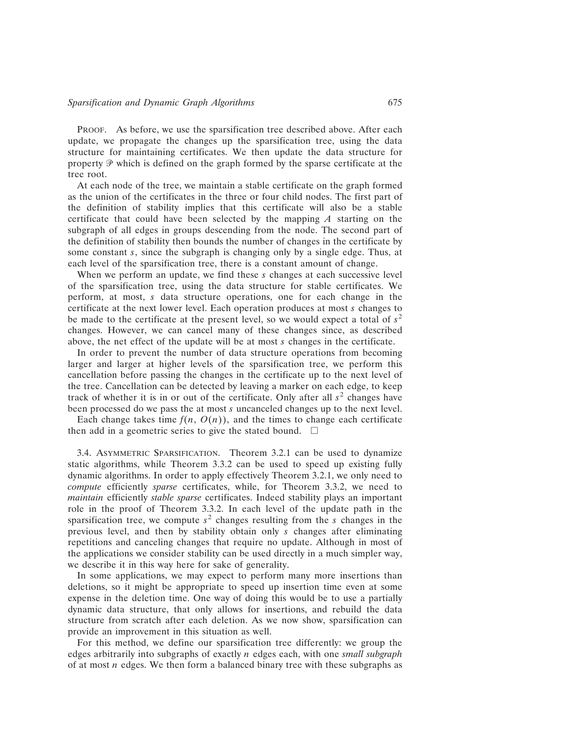PROOF. As before, we use the sparsification tree described above. After each update, we propagate the changes up the sparsification tree, using the data structure for maintaining certificates. We then update the data structure for property $\mathcal{P}$ which is defined on the graph formed by the sparse certificate at the tree root.

At each node of the tree, we maintain a stable certificate on the graph formed as the union of the certificates in the three or four child nodes. The first part of the definition of stability implies that this certificate will also be a stable certificate that could have been selected by the mapping $A$ starting on the subgraph of all edges in groups descending from the node. The second part of the definition of stability then bounds the number of changes in the certificate by some constant $s$, since the subgraph is changing only by a single edge. Thus, at each level of the sparsification tree, there is a constant amount of change.

When we perform an update, we find these $s$ changes at each successive level of the sparsification tree, using the data structure for stable certificates. We perform, at most, $s$ data structure operations, one for each change in the certificate at the next lower level. Each operation produces at most $s$ changes to be made to the certificate at the present level, so we would expect a total of $s^2$ changes. However, we can cancel many of these changes since, as described above, the net effect of the update will be at most $s$ changes in the certificate.

In order to prevent the number of data structure operations from becoming larger and larger at higher levels of the sparsification tree, we perform this cancellation before passing the changes in the certificate up to the next level of the tree. Cancellation can be detected by leaving a marker on each edge, to keep track of whether it is in or out of the certificate. Only after all $s^2$ changes have been processed do we pass the at most $s$ uncanceled changes up to the next level.

Each change takes time $f(n, O(n))$, and the times to change each certificate then add in a geometric series to give the stated bound. $\square$

3.4. ASYMMETRIC SPARSIFICATION. Theorem 3.2.1 can be used to dynamize static algorithms, while Theorem 3.3.2 can be used to speed up existing fully dynamic algorithms. In order to apply effectively Theorem 3.2.1, we only need to *compute* efficiently *sparse* certificates, while, for Theorem 3.3.2, we need to *maintain* efficiently *stable sparse* certificates. Indeed stability plays an important role in the proof of Theorem 3.3.2. In each level of the update path in the sparsification tree, we compute $s^2$ changes resulting from the $s$ changes in the previous level, and then by stability obtain only $s$ changes after eliminating repetitions and canceling changes that require no update. Although in most of the applications we consider stability can be used directly in a much simpler way, we describe it in this way here for sake of generality.

In some applications, we may expect to perform many more insertions than deletions, so it might be appropriate to speed up insertion time even at some expense in the deletion time. One way of doing this would be to use a partially dynamic data structure, that only allows for insertions, and rebuild the data structure from scratch after each deletion. As we now show, sparsification can provide an improvement in this situation as well.

For this method, we define our sparsification tree differently: we group the edges arbitrarily into subgraphs of exactly $n$ edges each, with one *small subgraph* of at most $n$ edges. We then form a balanced binary tree with these subgraphs as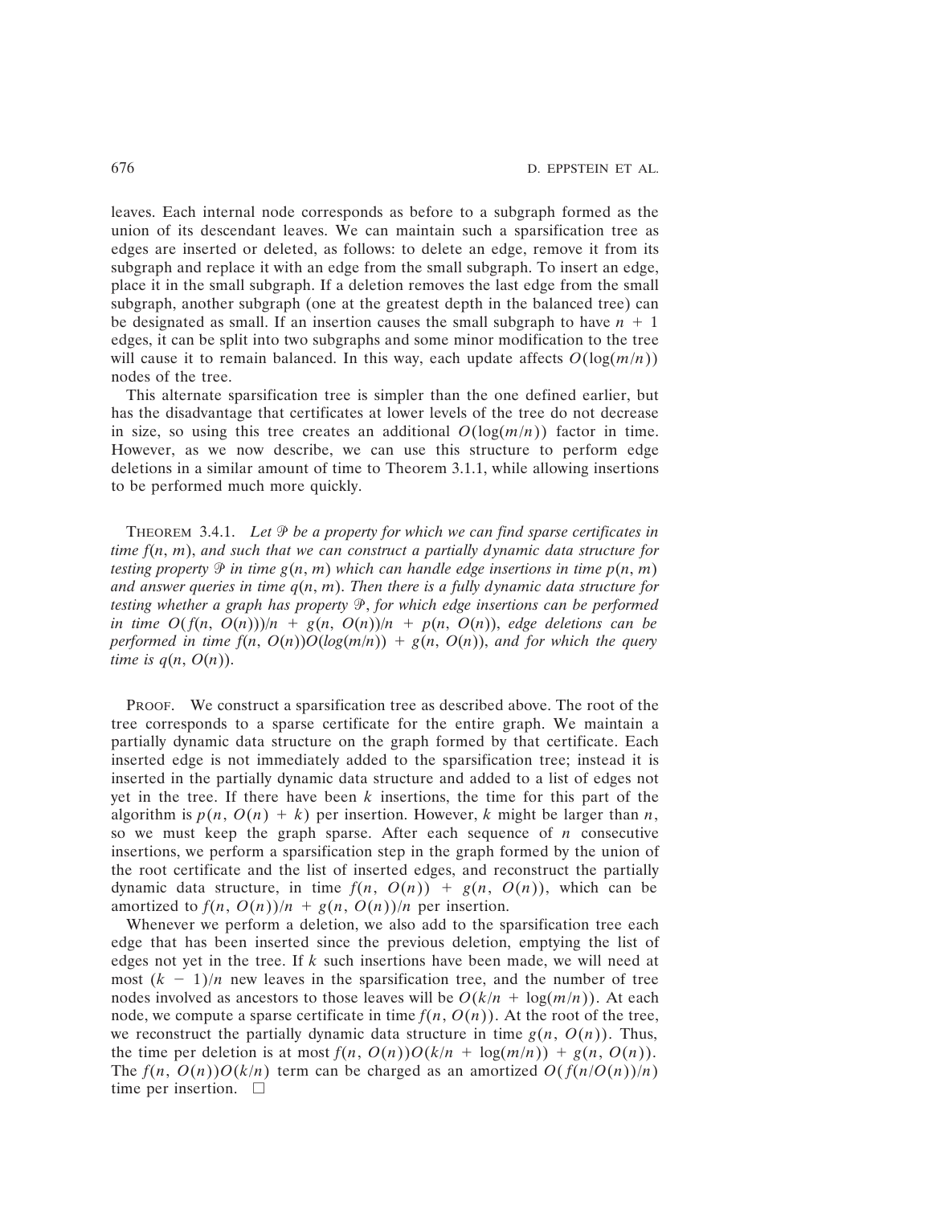leaves. Each internal node corresponds as before to a subgraph formed as the union of its descendant leaves. We can maintain such a sparsification tree as edges are inserted or deleted, as follows: to delete an edge, remove it from its subgraph and replace it with an edge from the small subgraph. To insert an edge, place it in the small subgraph. If a deletion removes the last edge from the small subgraph, another subgraph (one at the greatest depth in the balanced tree) can be designated as small. If an insertion causes the small subgraph to have $n + 1$ edges, it can be split into two subgraphs and some minor modification to the tree will cause it to remain balanced. In this way, each update affects $O(\log(m/n))$ nodes of the tree.

This alternate sparsification tree is simpler than the one defined earlier, but has the disadvantage that certificates at lower levels of the tree do not decrease in size, so using this tree creates an additional $O(\log(m/n))$ factor in time. However, as we now describe, we can use this structure to perform edge deletions in a similar amount of time to Theorem 3.1.1, while allowing insertions to be performed much more quickly.

THEOREM 3.4.1. *Let $\mathcal{P}$ be a property for which we can find sparse certificates in time $f(n, m)$, and such that we can construct a partially dynamic data structure for testing property $\mathcal{P}$ in time $g(n, m)$ which can handle edge insertions in time $p(n, m)$ and answer queries in time $q(n, m)$. Then there is a fully dynamic data structure for testing whether a graph has property $\mathcal{P}$, for which edge insertions can be performed in time $O(f(n, O(n)))/n + g(n, O(n))/n + p(n, O(n))$, edge deletions can be performed in time $f(n, O(n))O(log(m/n)) + g(n, O(n))$, and for which the query time is $q(n, O(n))$.*

PROOF. We construct a sparsification tree as described above. The root of the tree corresponds to a sparse certificate for the entire graph. We maintain a partially dynamic data structure on the graph formed by that certificate. Each inserted edge is not immediately added to the sparsification tree; instead it is inserted in the partially dynamic data structure and added to a list of edges not yet in the tree. If there have been $k$ insertions, the time for this part of the algorithm is $p(n, O(n) + k)$ per insertion. However, $k$ might be larger than $n$, so we must keep the graph sparse. After each sequence of $n$ consecutive insertions, we perform a sparsification step in the graph formed by the union of the root certificate and the list of inserted edges, and reconstruct the partially dynamic data structure, in time $f(n, O(n)) + g(n, O(n))$, which can be amortized to $f(n, O(n))/n + g(n, O(n))/n$ per insertion.

Whenever we perform a deletion, we also add to the sparsification tree each edge that has been inserted since the previous deletion, emptying the list of edges not yet in the tree. If $k$ such insertions have been made, we will need at most $(k - 1)/n$ new leaves in the sparsification tree, and the number of tree nodes involved as ancestors to those leaves will be $O(k/n + \log(m/n))$. At each node, we compute a sparse certificate in time $f(n, O(n))$. At the root of the tree, we reconstruct the partially dynamic data structure in time $g(n, O(n))$. Thus, the time per deletion is at most $f(n, O(n))O(k/n + \log(m/n)) + g(n, O(n))$. The $f(n, O(n))O(k/n)$ term can be charged as an amortized $O(f(n/O(n))/n)$ time per insertion. $\square$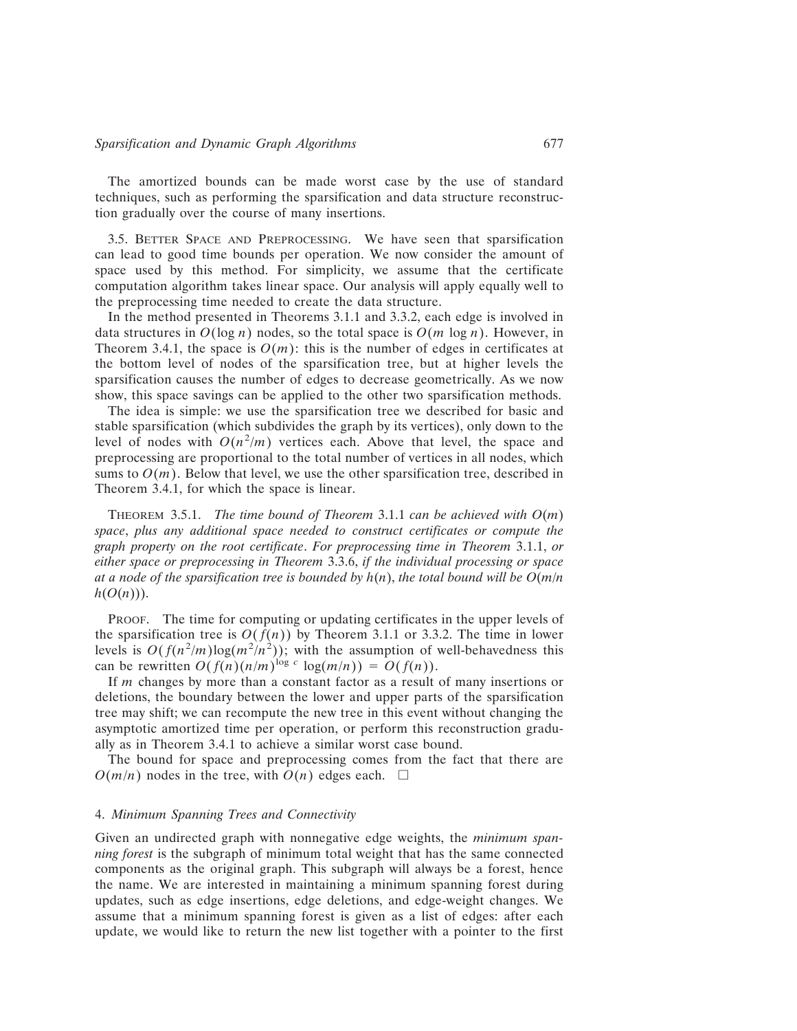The amortized bounds can be made worst case by the use of standard techniques, such as performing the sparsification and data structure reconstruction gradually over the course of many insertions.

### 3.5. Better Space and Preprocessing

We have seen that sparsification can lead to good time bounds per operation. We now consider the amount of space used by this method. For simplicity, we assume that the certificate computation algorithm takes linear space. Our analysis will apply equally well to the preprocessing time needed to create the data structure.

In the method presented in Theorems 3.1.1 and 3.3.2, each edge is involved in data structures in $O(\log n)$ nodes, so the total space is $O(m \log n)$. However, in Theorem 3.4.1, the space is $O(m)$: this is the number of edges in certificates at the bottom level of nodes of the sparsification tree, but at higher levels the sparsification causes the number of edges to decrease geometrically. As we now show, this space savings can be applied to the other two sparsification methods.

The idea is simple: we use the sparsification tree we described for basic and stable sparsification (which subdivides the graph by its vertices), only down to the level of nodes with $O(n^2/m)$ vertices each. Above that level, the space and preprocessing are proportional to the total number of vertices in all nodes, which sums to $O(m)$. Below that level, we use the other sparsification tree, described in Theorem 3.4.1, for which the space is linear.

THEOREM 3.5.1. *The time bound of Theorem* 3.1.1 *can be achieved with* $O(m)$ *space*, *plus any additional space needed to construct certificates or compute the graph property on the root certificate*. *For preprocessing time in Theorem* 3.1.1, *or either space or preprocessing in Theorem* 3.3.6, *if the individual processing or space at a node of the sparsification tree is bounded by* $h(n)$, *the total bound will be* $O(m/n\ h(O(n)))$.

PROOF. The time for computing or updating certificates in the upper levels of the sparsification tree is $O(f(n))$ by Theorem 3.1.1 or 3.3.2. The time in lower levels is $O(f(n^2/m)\log(m^2/n^2))$; with the assumption of well-behavedness this can be rewritten $O(f(n)(n/m)^{\log c} \log(m/n)) = O(f(n))$.

If $m$ changes by more than a constant factor as a result of many insertions or deletions, the boundary between the lower and upper parts of the sparsification tree may shift; we can recompute the new tree in this event without changing the asymptotic amortized time per operation, or perform this reconstruction gradually as in Theorem 3.4.1 to achieve a similar worst case bound.

The bound for space and preprocessing comes from the fact that there are $O(m/n)$ nodes in the tree, with $O(n)$ edges each. □

## 4. *Minimum Spanning Trees and Connectivity*

Given an undirected graph with nonnegative edge weights, the *minimum spanning forest* is the subgraph of minimum total weight that has the same connected components as the original graph. This subgraph will always be a forest, hence the name. We are interested in maintaining a minimum spanning forest during updates, such as edge insertions, edge deletions, and edge-weight changes. We assume that a minimum spanning forest is given as a list of edges: after each update, we would like to return the new list together with a pointer to the first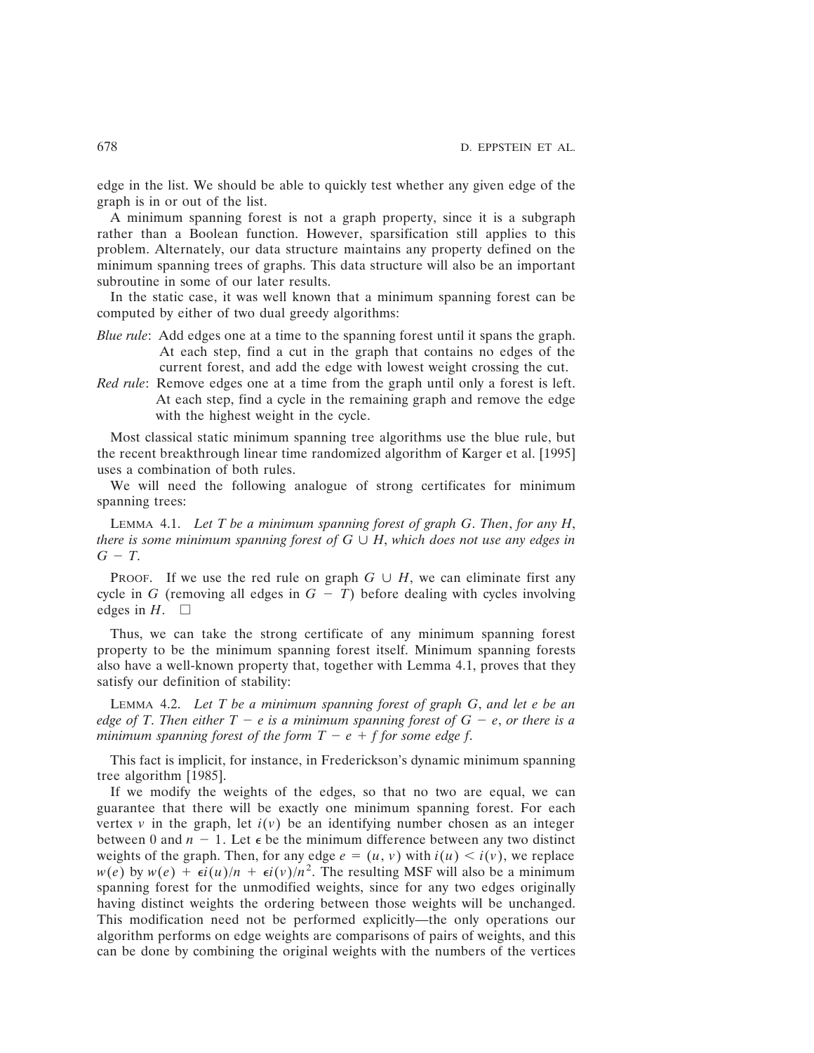edge in the list. We should be able to quickly test whether any given edge of the graph is in or out of the list.

A minimum spanning forest is not a graph property, since it is a subgraph rather than a Boolean function. However, sparsification still applies to this problem. Alternately, our data structure maintains any property defined on the minimum spanning trees of graphs. This data structure will also be an important subroutine in some of our later results.

In the static case, it was well known that a minimum spanning forest can be computed by either of two dual greedy algorithms:

*Blue rule*: Add edges one at a time to the spanning forest until it spans the graph. At each step, find a cut in the graph that contains no edges of the current forest, and add the edge with lowest weight crossing the cut.

*Red rule*: Remove edges one at a time from the graph until only a forest is left. At each step, find a cycle in the remaining graph and remove the edge with the highest weight in the cycle.

Most classical static minimum spanning tree algorithms use the blue rule, but the recent breakthrough linear time randomized algorithm of Karger et al. [1995] uses a combination of both rules.

We will need the following analogue of strong certificates for minimum spanning trees:

LEMMA 4.1. *Let $T$ be a minimum spanning forest of graph $G$. Then, for any $H$, there is some minimum spanning forest of $G \cup H$, which does not use any edges in $G - T$.*

PROOF. If we use the red rule on graph $G \cup H$, we can eliminate first any cycle in $G$ (removing all edges in $G - T$) before dealing with cycles involving edges in $H$. $\square$

Thus, we can take the strong certificate of any minimum spanning forest property to be the minimum spanning forest itself. Minimum spanning forests also have a well-known property that, together with Lemma 4.1, proves that they satisfy our definition of stability:

LEMMA 4.2. *Let $T$ be a minimum spanning forest of graph $G$, and let $e$ be an edge of $T$. Then either $T - e$ is a minimum spanning forest of $G - e$, or there is a minimum spanning forest of the form $T - e + f$ for some edge $f$.*

This fact is implicit, for instance, in Frederickson's dynamic minimum spanning tree algorithm [1985].

If we modify the weights of the edges, so that no two are equal, we can guarantee that there will be exactly one minimum spanning forest. For each vertex $v$ in the graph, let $i(v)$ be an identifying number chosen as an integer between 0 and $n - 1$. Let $\epsilon$ be the minimum difference between any two distinct weights of the graph. Then, for any edge $e = (u, v)$ with $i(u) < i(v)$, we replace $w(e)$ by $w(e) + \epsilon i(u)/n + \epsilon i(v)/n^2$. The resulting MSF will also be a minimum spanning forest for the unmodified weights, since for any two edges originally having distinct weights the ordering between those weights will be unchanged. This modification need not be performed explicitly—the only operations our algorithm performs on edge weights are comparisons of pairs of weights, and this can be done by combining the original weights with the numbers of the vertices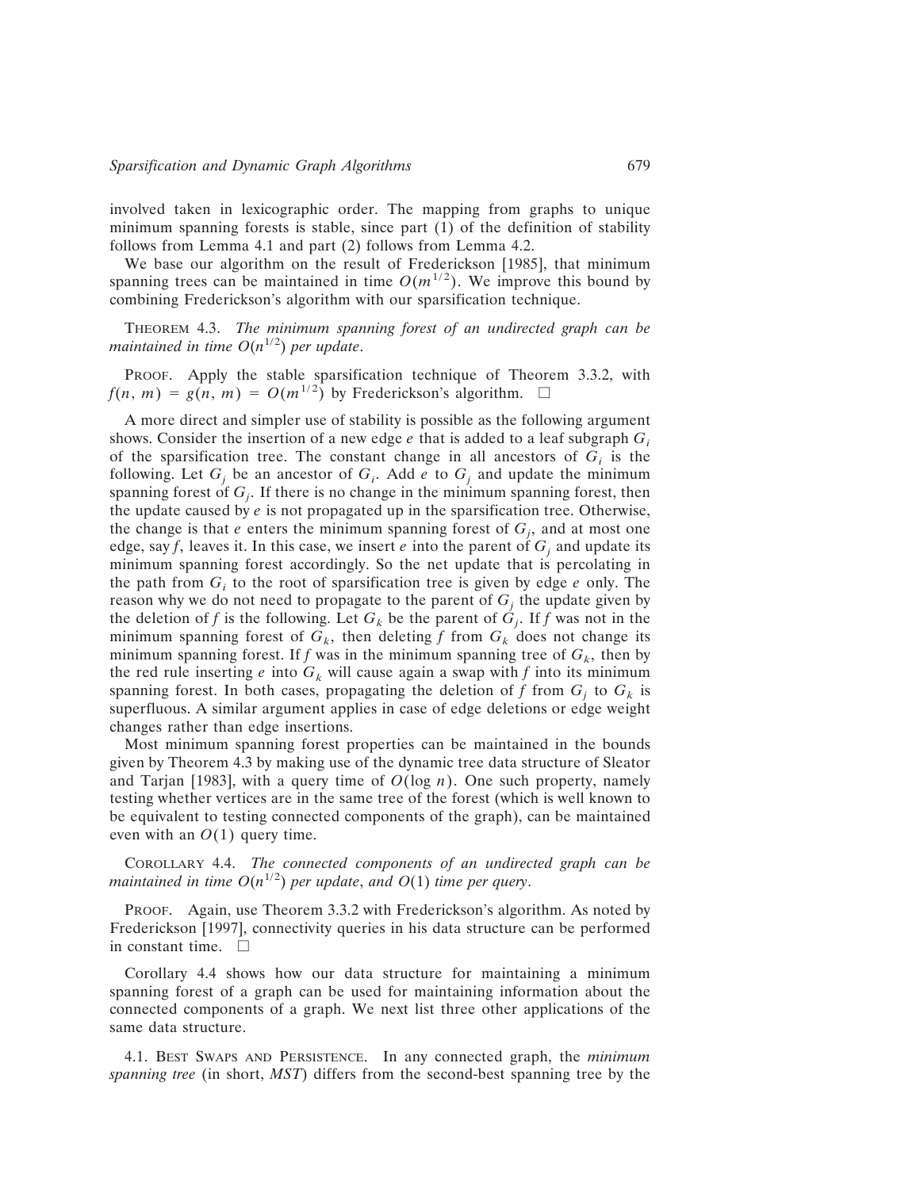involved taken in lexicographic order. The mapping from graphs to unique minimum spanning forests is stable, since part (1) of the definition of stability follows from Lemma 4.1 and part (2) follows from Lemma 4.2.

We base our algorithm on the result of Frederickson [1985], that minimum spanning trees can be maintained in time $O(m^{1/2})$. We improve this bound by combining Frederickson's algorithm with our sparsification technique.

THEOREM 4.3. *The minimum spanning forest of an undirected graph can be maintained in time $O(n^{1/2})$ per update.*

PROOF. Apply the stable sparsification technique of Theorem 3.3.2, with $f(n, m) = g(n, m) = O(m^{1/2})$ by Frederickson's algorithm. □

A more direct and simpler use of stability is possible as the following argument shows. Consider the insertion of a new edge $e$ that is added to a leaf subgraph $G_i$ of the sparsification tree. The constant change in all ancestors of $G_i$ is the following. Let $G_j$ be an ancestor of $G_i$. Add $e$ to $G_j$ and update the minimum spanning forest of $G_j$. If there is no change in the minimum spanning forest, then the update caused by $e$ is not propagated up in the sparsification tree. Otherwise, the change is that $e$ enters the minimum spanning forest of $G_j$, and at most one edge, say $f$, leaves it. In this case, we insert $e$ into the parent of $G_j$ and update its minimum spanning forest accordingly. So the net update that is percolating in the path from $G_i$ to the root of sparsification tree is given by edge $e$ only. The reason why we do not need to propagate to the parent of $G_j$ the update given by the deletion of $f$ is the following. Let $G_k$ be the parent of $G_j$. If $f$ was not in the minimum spanning forest of $G_k$, then deleting $f$ from $G_k$ does not change its minimum spanning forest. If $f$ was in the minimum spanning tree of $G_k$, then by the red rule inserting $e$ into $G_k$ will cause again a swap with $f$ into its minimum spanning forest. In both cases, propagating the deletion of $f$ from $G_j$ to $G_k$ is superfluous. A similar argument applies in case of edge deletions or edge weight changes rather than edge insertions.

Most minimum spanning forest properties can be maintained in the bounds given by Theorem 4.3 by making use of the dynamic tree data structure of Sleator and Tarjan [1983], with a query time of $O(\log n)$. One such property, namely testing whether vertices are in the same tree of the forest (which is well known to be equivalent to testing connected components of the graph), can be maintained even with an $O(1)$ query time.

COROLLARY 4.4. *The connected components of an undirected graph can be maintained in time $O(n^{1/2})$ per update, and $O(1)$ time per query.*

PROOF. Again, use Theorem 3.3.2 with Frederickson's algorithm. As noted by Frederickson [1997], connectivity queries in his data structure can be performed in constant time. □

Corollary 4.4 shows how our data structure for maintaining a minimum spanning forest of a graph can be used for maintaining information about the connected components of a graph. We next list three other applications of the same data structure.

4.1. BEST SWAPS AND PERSISTENCE. In any connected graph, the *minimum spanning tree* (in short, *MST*) differs from the second-best spanning tree by the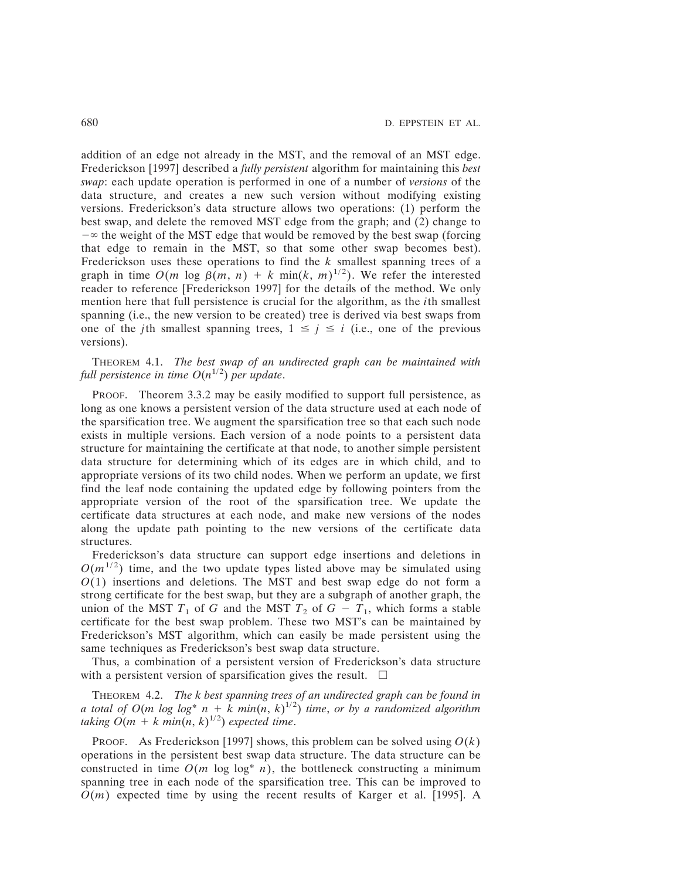addition of an edge not already in the MST, and the removal of an MST edge. Frederickson [1997] described a *fully persistent* algorithm for maintaining this *best swap*: each update operation is performed in one of a number of *versions* of the data structure, and creates a new such version without modifying existing versions. Frederickson's data structure allows two operations: (1) perform the best swap, and delete the removed MST edge from the graph; and (2) change to $-\infty$ the weight of the MST edge that would be removed by the best swap (forcing that edge to remain in the MST, so that some other swap becomes best). Frederickson uses these operations to find the $k$ smallest spanning trees of a graph in time $O(m \log \beta(m, n) + k \min(k, m)^{1/2})$. We refer the interested reader to reference [Frederickson 1997] for the details of the method. We only mention here that full persistence is crucial for the algorithm, as the $i$th smallest spanning (i.e., the new version to be created) tree is derived via best swaps from one of the $j$th smallest spanning trees, $1 \leq j \leq i$ (i.e., one of the previous versions).

THEOREM 4.1. *The best swap of an undirected graph can be maintained with full persistence in time $O(n^{1/2})$ per update.*

PROOF. Theorem 3.3.2 may be easily modified to support full persistence, as long as one knows a persistent version of the data structure used at each node of the sparsification tree. We augment the sparsification tree so that each such node exists in multiple versions. Each version of a node points to a persistent data structure for maintaining the certificate at that node, to another simple persistent data structure for determining which of its edges are in which child, and to appropriate versions of its two child nodes. When we perform an update, we first find the leaf node containing the updated edge by following pointers from the appropriate version of the root of the sparsification tree. We update the certificate data structures at each node, and make new versions of the nodes along the update path pointing to the new versions of the certificate data structures.

Frederickson's data structure can support edge insertions and deletions in $O(m^{1/2})$ time, and the two update types listed above may be simulated using $O(1)$ insertions and deletions. The MST and best swap edge do not form a strong certificate for the best swap, but they are a subgraph of another graph, the union of the MST $T_1$ of $G$ and the MST $T_2$ of $G - T_1$, which forms a stable certificate for the best swap problem. These two MST's can be maintained by Frederickson's MST algorithm, which can easily be made persistent using the same techniques as Frederickson's best swap data structure.

Thus, a combination of a persistent version of Frederickson's data structure with a persistent version of sparsification gives the result. □

THEOREM 4.2. *The k best spanning trees of an undirected graph can be found in a total of $O(m \log \log^* n + k \min(n, k)^{1/2})$ time, or by a randomized algorithm taking $O(m + k \min(n, k)^{1/2})$ expected time.*

PROOF. As Frederickson [1997] shows, this problem can be solved using $O(k)$ operations in the persistent best swap data structure. The data structure can be constructed in time $O(m \log \log^* n)$, the bottleneck constructing a minimum spanning tree in each node of the sparsification tree. This can be improved to $O(m)$ expected time by using the recent results of Karger et al. [1995]. A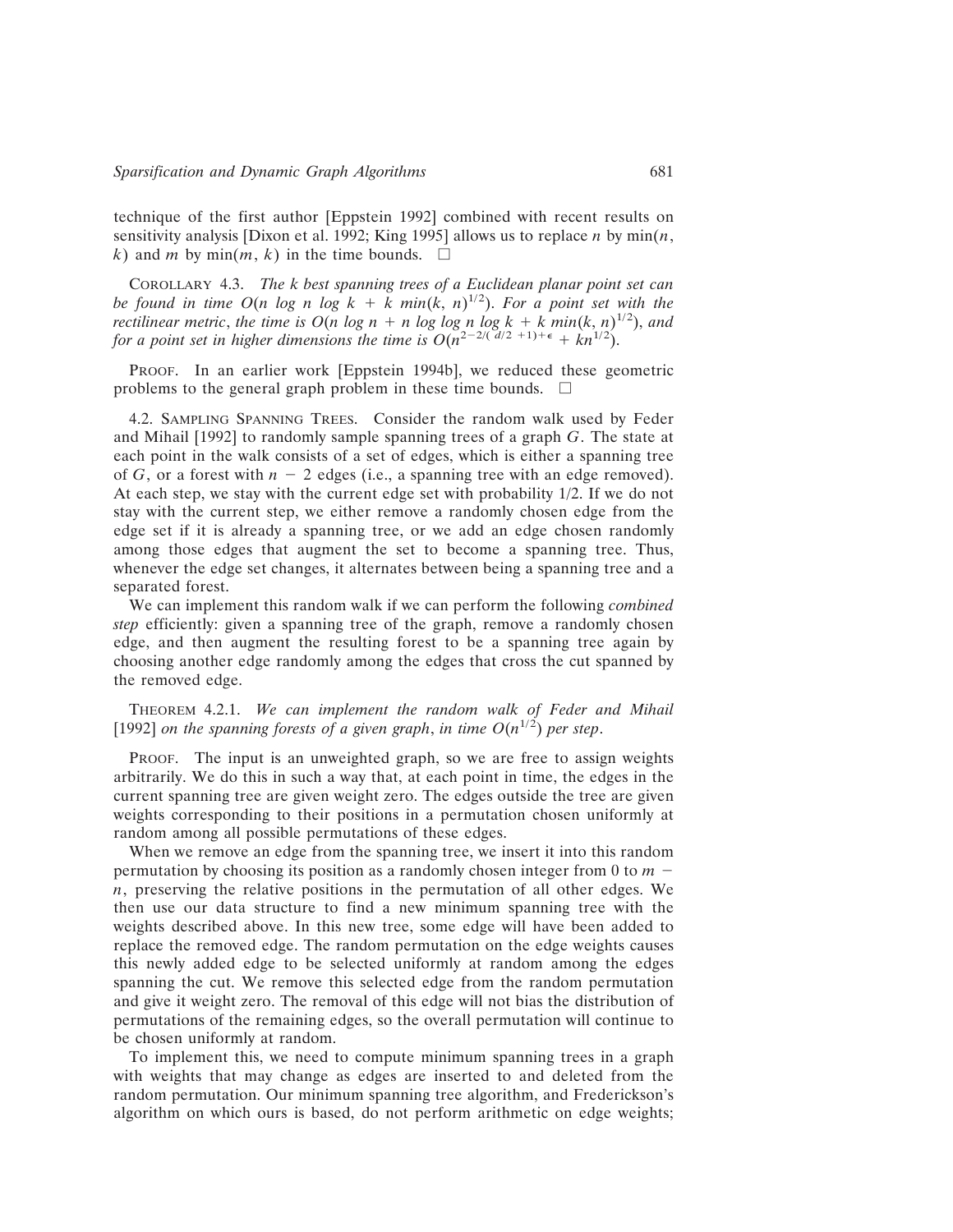technique of the first author [Eppstein 1992] combined with recent results on sensitivity analysis [Dixon et al. 1992; King 1995] allows us to replace $n$ by $\min(n, k)$ and $m$ by $\min(m, k)$ in the time bounds. □

COROLLARY 4.3. *The $k$ best spanning trees of a Euclidean planar point set can be found in time $O(n \log n \log k + k \min(k, n)^{1/2})$. For a point set with the rectilinear metric, the time is $O(n \log n + n \log \log n \log k + k \min(k, n)^{1/2})$, and for a point set in higher dimensions the time is $O(n^{2-2/(\lceil d/2 \rceil+1)+\epsilon} + kn^{1/2})$.*

PROOF. In an earlier work [Eppstein 1994b], we reduced these geometric problems to the general graph problem in these time bounds. □

4.2. SAMPLING SPANNING TREES. Consider the random walk used by Feder and Mihail [1992] to randomly sample spanning trees of a graph $G$. The state at each point in the walk consists of a set of edges, which is either a spanning tree of $G$, or a forest with $n - 2$ edges (i.e., spanning tree with an edge removed). At each step, we stay with the current edge set with probability 1/2. If we do not stay with the current step, we either remove a randomly chosen edge from the edge set if it is already a spanning tree, or we add an edge chosen randomly among those edges that augment the set to become a spanning tree. Thus, whenever the edge set changes, it alternates between being a spanning tree and a separated forest.

We can implement this random walk if we can perform the following *combined step* efficiently: given a spanning tree of the graph, remove a randomly chosen edge, and then augment the resulting forest to be a spanning tree again by choosing another edge randomly among the edges that cross the cut spanned by the removed edge.

THEOREM 4.2.1. *We can implement the random walk of Feder and Mihail [1992] on the spanning forests of a given graph, in time $O(n^{1/2})$ per step.*

PROOF. The input is an unweighted graph, so we are free to assign weights arbitrarily. We do this in such a way that, at each point in time, the edges in the current spanning tree are given weight zero. The edges outside the tree are given weights corresponding to their positions in a permutation chosen uniformly at random among all possible permutations of these edges.

When we remove an edge from the spanning tree, we insert it into this random permutation by choosing its position as a randomly chosen integer from 0 to $m - n$, preserving the relative positions in the permutation of all other edges. We then use our data structure to find a new minimum spanning tree with the weights described above. In this new tree, some edge will have been added to replace the removed edge. The random permutation on the edge weights causes this newly added edge to be selected uniformly at random among the edges spanning the cut. We remove this selected edge from the random permutation and give it weight zero. The removal of this edge will not bias the distribution of permutations of the remaining edges, so the overall permutation will continue to be chosen uniformly at random.

To implement this, we need to compute minimum spanning trees in a graph with weights that may change as edges are inserted to and deleted from the random permutation. Our minimum spanning tree algorithm, and Frederickson's algorithm on which ours is based, do not perform arithmetic on edge weights;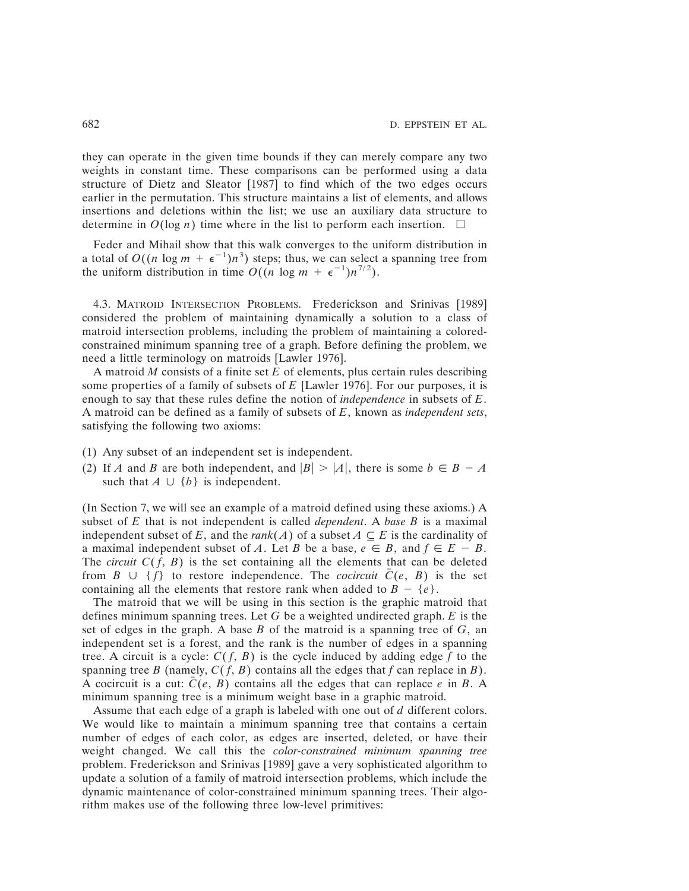they can operate in the given time bounds if they can merely compare any two weights in constant time. These comparisons can be performed using a data structure of Dietz and Sleator [1987] to find which of the two edges occurs earlier in the permutation. This structure maintains a list of elements, and allows insertions and deletions within the list; we use an auxiliary data structure to determine in $O(\log n)$ time where in the list to perform each insertion. □

Feder and Mihail show that this walk converges to the uniform distribution in a total of $O((n \log m + \epsilon^{-1})n^3)$ steps; thus, we can select a spanning tree from the uniform distribution in time $O((n \log m + \epsilon^{-1})n^{7/2})$.

4.3. MATROID INTERSECTION PROBLEMS. Frederickson and Srinivas [1989] considered the problem of maintaining dynamically a solution to a class of matroid intersection problems, including the problem of maintaining a colored-constrained minimum spanning tree of a graph. Before defining the problem, we need a little terminology on matroids [Lawler 1976].

A matroid $M$ consists of a finite set $E$ of elements, plus certain rules describing some properties of a family of subsets of $E$ [Lawler 1976]. For our purposes, it is enough to say that these rules define the notion of *independence* in subsets of $E$. A matroid can be defined as a family of subsets of $E$, known as *independent sets*, satisfying the following two axioms:

(1) Any subset of an independent set is independent.
(2) If $A$ and $B$ are both independent, and $|B| > |A|$, there is some $b \in B - A$ such that $A \cup \{b\}$ is independent.

(In Section 7, we will see an example of a matroid defined using these axioms.) A subset of $E$ that is not independent is called *dependent*. A *base* $B$ is a maximal independent subset of $E$, and the *rank*$(A)$ of a subset $A \subseteq E$ is the cardinality of a maximal independent subset of $A$. Let $B$ be a base, $e \in B$, and $f \in E - B$. The *circuit* $C(f, B)$ is the set containing all the elements that can be deleted from $B \cup \{f\}$ to restore independence. The *cocircuit* $\bar{C}(e, B)$ is the set containing all the elements that restore rank when added to $B - \{e\}$.

The matroid that we will be using in this section is the graphic matroid that defines minimum spanning trees. Let $G$ be a weighted undirected graph. $E$ is the set of edges in the graph. A base $B$ of the matroid is a spanning tree of $G$, an independent set is a forest, and the rank is the number of edges in a spanning tree. A circuit is a cycle: $C(f, B)$ is the cycle induced by adding edge $f$ to the spanning tree $B$ (namely, $C(f, B)$ contains all the edges that $f$ can replace in $B$). A cocircuit is a cut: $\bar{C}(e, B)$ contains all the edges that can replace $e$ in $B$. A minimum spanning tree is a minimum weight base in a graphic matroid.

Assume that each edge of a graph is labeled with one out of $d$ different colors. We would like to maintain a minimum spanning tree that contains a certain number of edges of each color, as edges are inserted, deleted, or have their weight changed. We call this the *color-constrained minimum spanning tree* problem. Frederickson and Srinivas [1989] gave a very sophisticated algorithm to update a solution of a family of matroid intersection problems, which include the dynamic maintenance of color-constrained minimum spanning trees. Their algorithm makes use of the following three low-level primitives: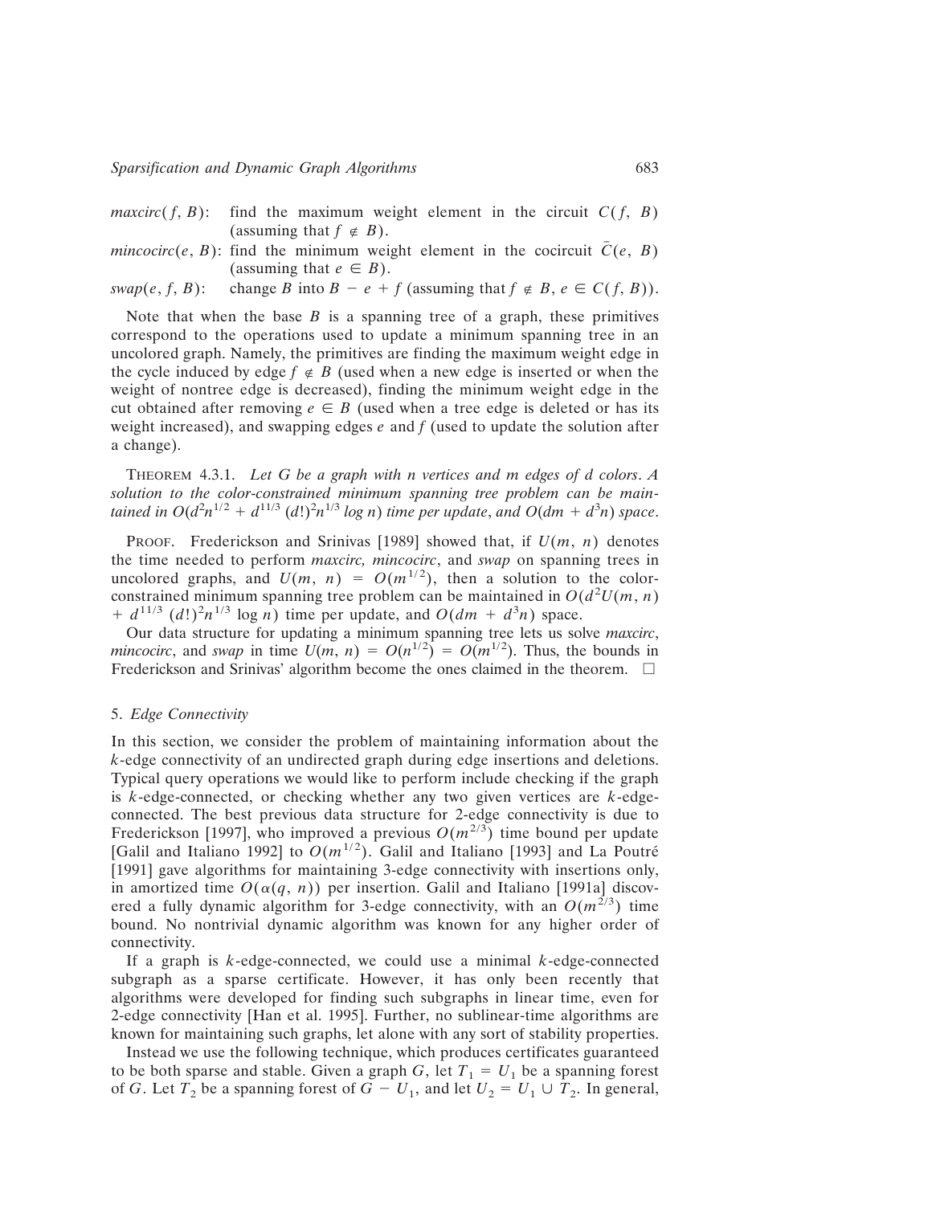*maxcirc*$(f, B)$: find the maximum weight element in the circuit $C(f, B)$ (assuming that $f \notin B$).

*mincocirc*$(e, B)$: find the minimum weight element in the cocircuit $\bar{C}(e, B)$ (assuming that $e \in B$).

*swap*$(e, f, B)$: change $B$ into $B - e + f$ (assuming that $f \notin B$, $e \in C(f, B)$).

Note that when the base $B$ is a spanning tree of a graph, these primitives correspond to the operations used to update a minimum spanning tree in an uncolored graph. Namely, the primitives are finding the maximum weight edge in the cycle induced by edge $f \notin B$ (used when a new edge is inserted or when the weight of nontree edge is decreased), finding the minimum weight edge in the cut obtained after removing $e \in B$ (used when a tree edge is deleted or has its weight increased), and swapping edges $e$ and $f$ (used to update the solution after a change).

THEOREM 4.3.1. *Let $G$ be a graph with $n$ vertices and $m$ edges of $d$ colors. A solution to the color-constrained minimum spanning tree problem can be maintained in $O(d^2 n^{1/2} + d^{11/3} (d!)^2 n^{1/3} \log n)$ time per update, and $O(dm + d^3 n)$ space.*

PROOF. Frederickson and Srinivas [1989] showed that, if $U(m, n)$ denotes the time needed to perform *maxcirc, mincocirc*, and *swap* on spanning trees in uncolored graphs, and $U(m, n) = O(m^{1/2})$, then a solution to the color-constrained minimum spanning tree problem can be maintained in $O(d^2 U(m, n) + d^{11/3} (d!)^2 n^{1/3} \log n)$ time per update, and $O(dm + d^3 n)$ space.

Our data structure for updating a minimum spanning tree lets us solve *maxcirc*, *mincocirc*, and *swap* in time $U(m, n) = O(n^{1/2}) = O(m^{1/2})$. Thus, the bounds in Frederickson and Srinivas' algorithm become the ones claimed in the theorem. $\square$

## 5. *Edge Connectivity*

In this section, we consider the problem of maintaining information about the $k$-edge connectivity of an undirected graph during edge insertions and deletions. Typical query operations we would like to perform include checking if the graph is $k$-edge-connected, or checking whether any two given vertices are $k$-edge-connected. The best previous data structure for 2-edge connectivity is due to Frederickson [1997], who improved a previous $O(m^{2/3})$ time bound per update [Galil and Italiano 1992] to $O(m^{1/2})$. Galil and Italiano [1993] and La Poutré [1991] gave algorithms for maintaining 3-edge connectivity with insertions only, in amortized time $O(\alpha(q, n))$ per insertion. Galil and Italiano [1991a] discovered a fully dynamic algorithm for 3-edge connectivity, with an $O(m^{2/3})$ time bound. No nontrivial dynamic algorithm was known for any higher order of connectivity.

If a graph is $k$-edge-connected, we could use a minimal $k$-edge-connected subgraph as a sparse certificate. However, it has only been recently that algorithms were developed for finding such subgraphs in linear time, even for 2-edge connectivity [Han et al. 1995]. Further, no sublinear-time algorithms are known for maintaining such graphs, let alone with any sort of stability properties.

Instead we use the following technique, which produces certificates guaranteed to be both sparse and stable. Given a graph $G$, let $T_1 = U_1$ be a spanning forest of $G$. Let $T_2$ be a spanning forest of $G - U_1$, and let $U_2 = U_1 \cup T_2$. In general,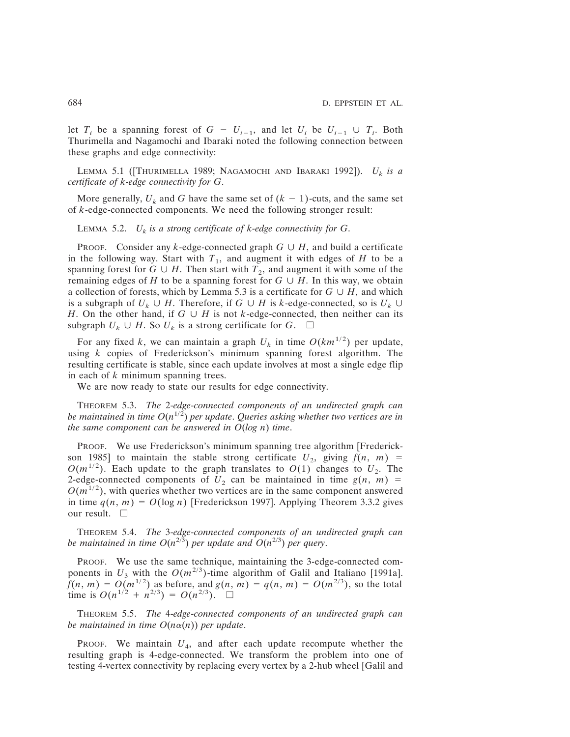let $T_i$ be a spanning forest of $G - U_{i-1}$, and let $U_i$ be $U_{i-1} \cup T_i$. Both Thurimella and Nagamochi and Ibaraki noted the following connection between these graphs and edge connectivity:

LEMMA 5.1 ([THURIMELLA 1989; NAGAMOCHI AND IBARAKI 1992]). *$U_k$ is a certificate of $k$-edge connectivity for $G$.*

More generally, $U_k$ and $G$ have the same set of $(k - 1)$-cuts, and the same set of $k$-edge-connected components. We need the following stronger result:

LEMMA 5.2. *$U_k$ is a strong certificate of $k$-edge connectivity for $G$.*

PROOF. Consider any $k$-edge-connected graph $G \cup H$, and build a certificate in the following way. Start with $T_1$, and augment it with edges of $H$ to be a spanning forest for $G \cup H$. Then start with $T_2$, and augment it with some of the remaining edges of $H$ to be a spanning forest for $G \cup H$. In this way, we obtain a collection of forests, which by Lemma 5.3 is a certificate for $G \cup H$, and which is a subgraph of $U_k \cup H$. Therefore, if $G \cup H$ is $k$-edge-connected, so is $U_k \cup H$. On the other hand, if $G \cup H$ is not $k$-edge-connected, then neither can its subgraph $U_k \cup H$. So $U_k$ is a strong certificate for $G$. $\square$

For any fixed $k$, we can maintain a graph $U_k$ in time $O(km^{1/2})$ per update, using $k$ copies of Frederickson's minimum spanning forest algorithm. The resulting certificate is stable, since each update involves at most a single edge flip in each of $k$ minimum spanning trees.

We are now ready to state our results for edge connectivity.

THEOREM 5.3. *The 2-edge-connected components of an undirected graph can be maintained in time $O(n^{1/2})$ per update. Queries asking whether two vertices are in the same component can be answered in $O(\log n)$ time.*

PROOF. We use Frederickson's minimum spanning tree algorithm [Frederickson 1985] to maintain the stable strong certificate $U_2$, giving $f(n, m) = O(m^{1/2})$. Each update to the graph translates to $O(1)$ changes to $U_2$. The 2-edge-connected components of $U_2$ can be maintained in time $g(n, m) = O(m^{1/2})$, with queries whether two vertices are in the same component answered in time $q(n, m) = O(\log n)$ [Frederickson 1997]. Applying Theorem 3.3.2 gives our result. $\square$

THEOREM 5.4. *The 3-edge-connected components of an undirected graph can be maintained in time $O(n^{2/3})$ per update and $O(n^{2/3})$ per query.*

PROOF. We use the same technique, maintaining the 3-edge-connected components in $U_3$ with the $O(m^{2/3})$-time algorithm of Galil and Italiano [1991a]. $f(n, m) = O(m^{1/2})$ as before, and $g(n, m) = q(n, m) = O(m^{2/3})$, so the total time is $O(n^{1/2} + n^{2/3}) = O(n^{2/3})$. $\square$

THEOREM 5.5. *The 4-edge-connected components of an undirected graph can be maintained in time $O(n\alpha(n))$ per update.*

PROOF. We maintain $U_4$, and after each update recompute whether the resulting graph is 4-edge-connected. We transform the problem into one of testing 4-vertex connectivity by replacing every vertex by a 2-hub wheel [Galil and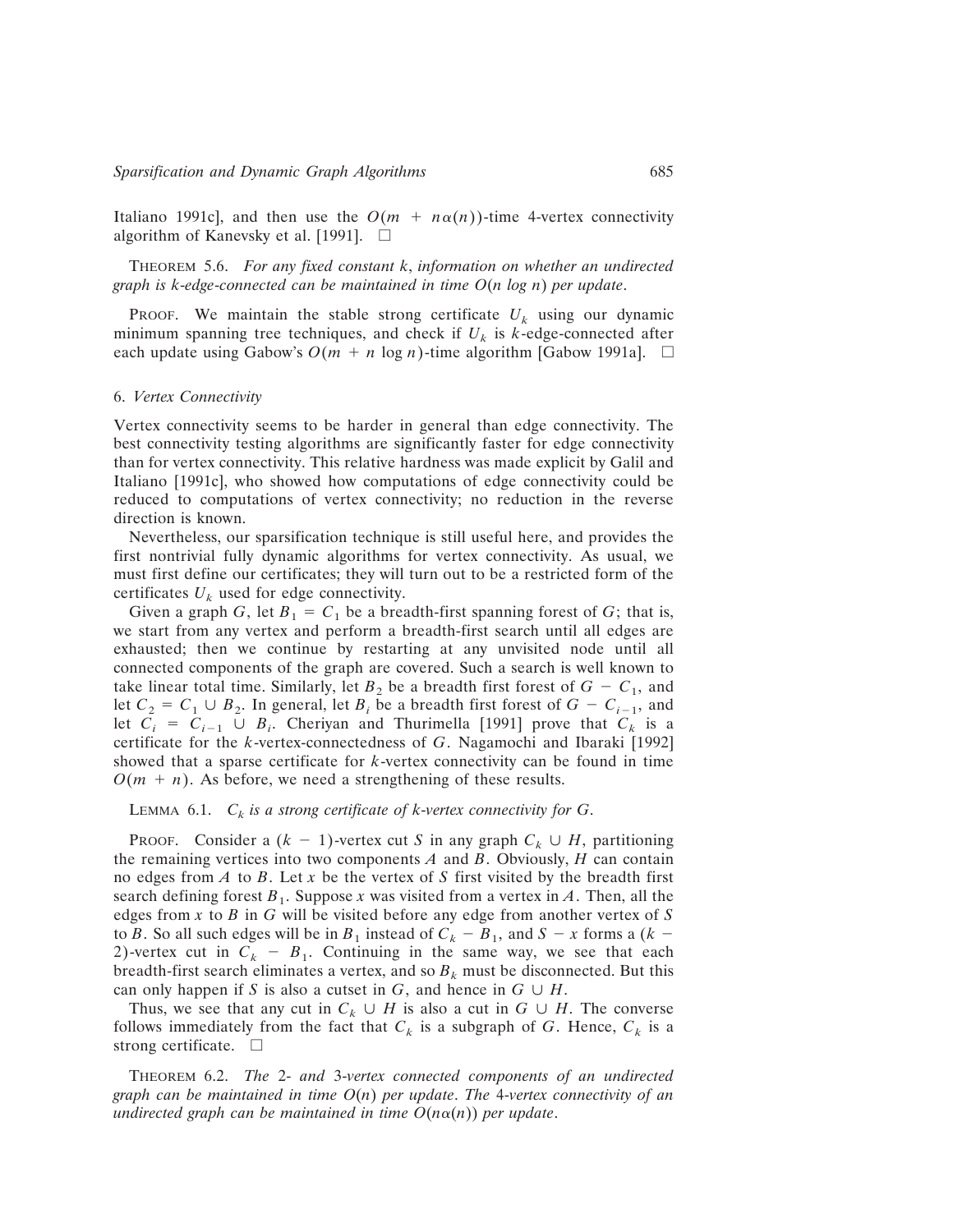Italiano 1991c], and then use the $O(m + n\alpha(n))$-time 4-vertex connectivity algorithm of Kanevsky et al. [1991]. □

THEOREM 5.6. *For any fixed constant $k$, information on whether an undirected graph is $k$-edge-connected can be maintained in time $O(n \log n)$ per update.*

PROOF. We maintain the stable strong certificate $U_k$ using our dynamic minimum spanning tree techniques, and check if $U_k$ is $k$-edge-connected after each update using Gabow's $O(m + n \log n)$-time algorithm [Gabow 1991a]. □

## 6. *Vertex Connectivity*

Vertex connectivity seems to be harder in general than edge connectivity. The best connectivity testing algorithms are significantly faster for edge connectivity than for vertex connectivity. This relative hardness was made explicit by Galil and Italiano [1991c], who showed how computations of edge connectivity could be reduced to computations of vertex connectivity; no reduction in the reverse direction is known.

Nevertheless, our sparsification technique is still useful here, and provides the first nontrivial fully dynamic algorithms for vertex connectivity. As usual, we must first define our certificates; they will turn out to be a restricted form of the certificates $U_k$ used for edge connectivity.

Given a graph $G$, let $B_1 = C_1$ be a breadth-first spanning forest of $G$; that is, we start from any vertex and perform a breadth-first search until all edges are exhausted; then we continue by restarting at any unvisited node until all connected components of the graph are covered. Such a search is well known to take linear total time. Similarly, let $B_2$ be a breadth first forest of $G - C_1$, and let $C_2 = C_1 \cup B_2$. In general, let $B_i$ be a breadth first forest of $G - C_{i-1}$, and let $C_i = C_{i-1} \cup B_i$. Cheriyan and Thurimella [1991] prove that $C_k$ is a certificate for the $k$-vertex-connectedness of $G$. Nagamochi and Ibaraki [1992] showed that a sparse certificate for $k$-vertex connectivity can be found in time $O(m + n)$. As before, we need a strengthening of these results.

LEMMA 6.1. *$C_k$ is a strong certificate of $k$-vertex connectivity for $G$.*

PROOF. Consider a $(k - 1)$-vertex cut $S$ in any graph $C_k \cup H$, partitioning the remaining vertices into two components $A$ and $B$. Obviously, $H$ can contain no edges from $A$ to $B$. Let $x$ be the vertex of $S$ first visited by the breadth first search defining forest $B_1$. Suppose $x$ was visited from a vertex in $A$. Then, all the edges from $x$ to $B$ in $G$ will be visited before any edge from another vertex of $S$ to $B$. So all such edges will be in $B_1$ instead of $C_k - B_1$, and $S - x$ forms a $(k - 2)$-vertex cut in $C_k - B_1$. Continuing in the same way, we see that each breadth-first search eliminates a vertex, and so $B_k$ must be disconnected. But this can only happen if $S$ is also a cutset in $G$, and hence in $G \cup H$.

Thus, we see that any cut in $C_k \cup H$ is also a cut in $G \cup H$. The converse follows immediately from the fact that $C_k$ is a subgraph of $G$. Hence, $C_k$ is a strong certificate. □

THEOREM 6.2. *The 2- and 3-vertex connected components of an undirected graph can be maintained in time $O(n)$ per update. The 4-vertex connectivity of an undirected graph can be maintained in time $O(n\alpha(n))$ per update.*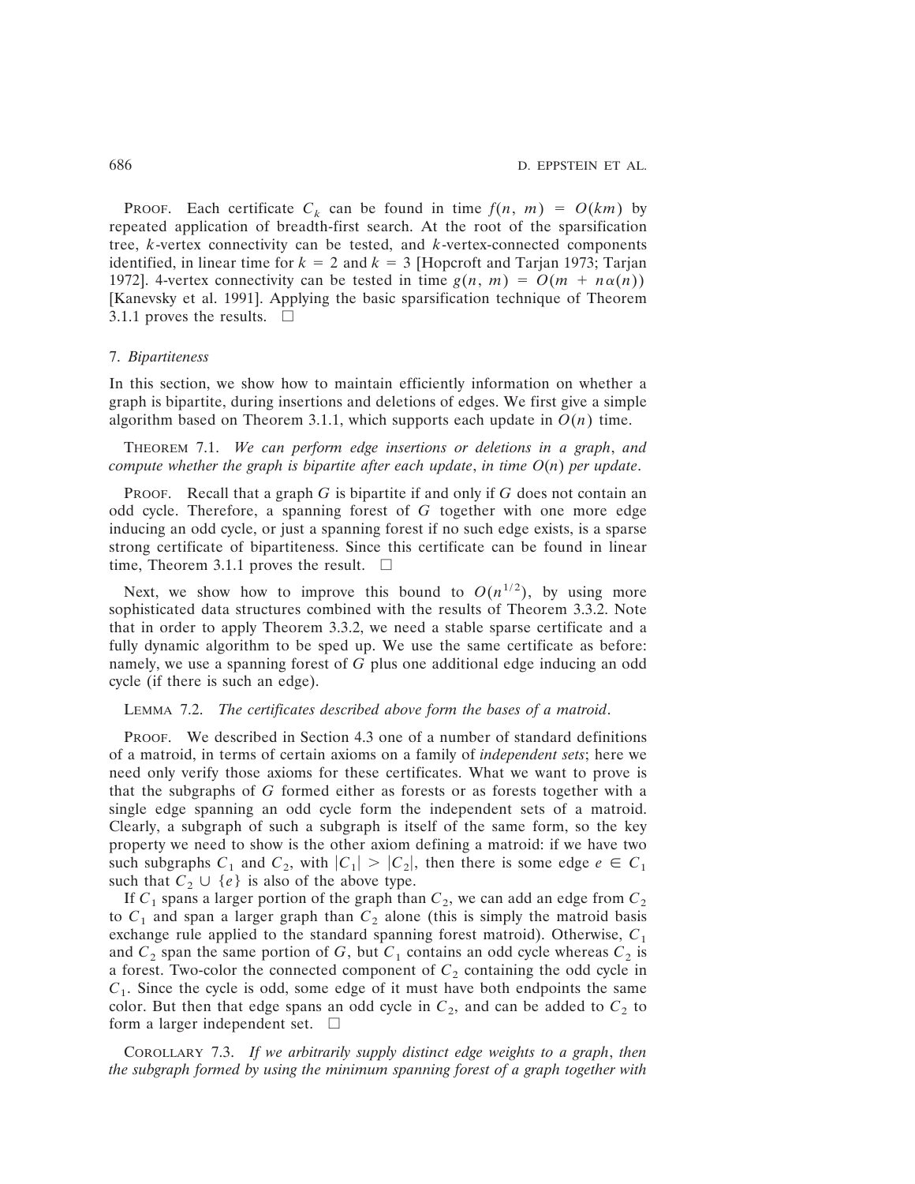PROOF. Each certificate $C_k$ can be found in time $f(n, m) = O(km)$ by repeated application of breadth-first search. At the root of the sparsification tree, $k$-vertex connectivity can be tested, and $k$-vertex-connected components identified, in linear time for $k = 2$ and $k = 3$ [Hopcroft and Tarjan 1973; Tarjan 1972]. 4-vertex connectivity can be tested in time $g(n, m) = O(m + n\alpha(n))$ [Kanevsky et al. 1991]. Applying the basic sparsification technique of Theorem 3.1.1 proves the results. $\square$

## 7. *Bipartiteness*

In this section, we show how to maintain efficiently information on whether a graph is bipartite, during insertions and deletions of edges. We first give a simple algorithm based on Theorem 3.1.1, which supports each update in $O(n)$ time.

THEOREM 7.1. *We can perform edge insertions or deletions in a graph, and compute whether the graph is bipartite after each update, in time* $O(n)$ *per update.*

PROOF. Recall that a graph $G$ is bipartite if and only if $G$ does not contain an odd cycle. Therefore, a spanning forest of $G$ together with one more edge inducing an odd cycle, or just a spanning forest if no such edge exists, is a sparse strong certificate of bipartiteness. Since this certificate can be found in linear time, Theorem 3.1.1 proves the result. $\square$

Next, we show how to improve this bound to $O(n^{1/2})$, by using more sophisticated data structures combined with the results of Theorem 3.3.2. Note that in order to apply Theorem 3.3.2, we need a stable sparse certificate and a fully dynamic algorithm to be sped up. We use the same certificate as before: namely, we use a spanning forest of $G$ plus one additional edge inducing an odd cycle (if there is such an edge).

LEMMA 7.2. *The certificates described above form the bases of a matroid.*

PROOF. We described in Section 4.3 one of a number of standard definitions of a matroid, in terms of certain axioms on a family of *independent sets*; here we need only verify those axioms for these certificates. What we want to prove is that the subgraphs of $G$ formed either as forests or as forests together with a single edge spanning an odd cycle form the independent sets of a matroid. Clearly, a subgraph of such a subgraph is itself of the same form, so the key property we need to show is the other axiom defining a matroid: if we have two such subgraphs $C_1$ and $C_2$, with $|C_1| > |C_2|$, then there is some edge $e \in C_1$ such that $C_2 \cup \{e\}$ is also of the above type.

If $C_1$ spans a larger portion of the graph than $C_2$, we can add an edge from $C_2$ to $C_1$ and span a larger graph than $C_2$ alone (this is simply the matroid basis exchange rule applied to the standard spanning forest matroid). Otherwise, $C_1$ and $C_2$ span the same portion of $G$, but $C_1$ contains an odd cycle whereas $C_2$ is a forest. Two-color the connected component of $C_2$ containing the odd cycle in $C_1$. Since the cycle is odd, some edge of it must have both endpoints the same color. But then that edge spans an odd cycle in $C_2$, and can be added to $C_2$ to form a larger independent set. $\square$

COROLLARY 7.3. *If we arbitrarily supply distinct edge weights to a graph, then the subgraph formed by using the minimum spanning forest of a graph together with*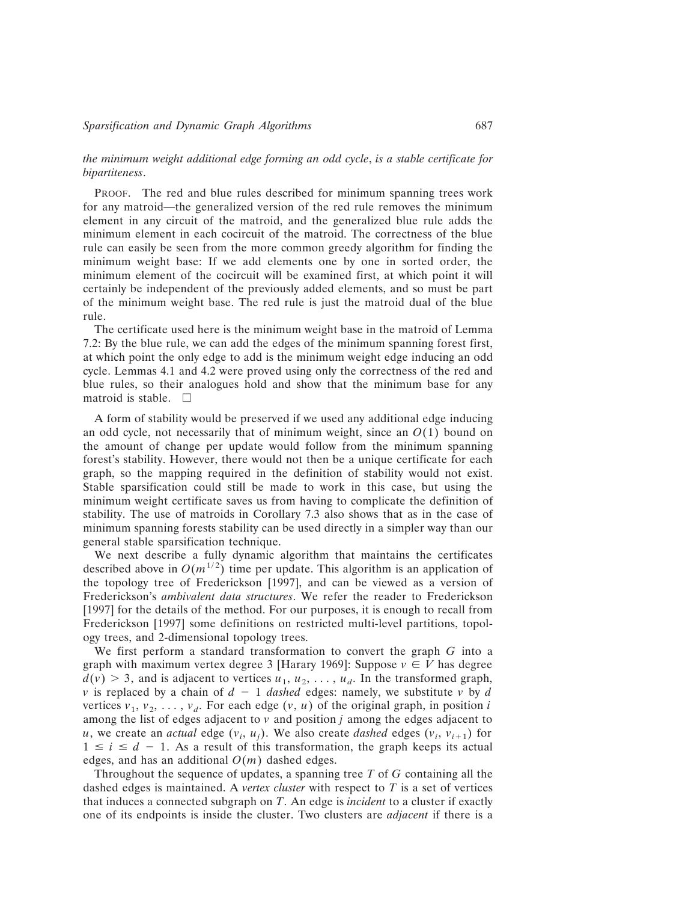*the minimum weight additional edge forming an odd cycle*, *is a stable certificate for bipartiteness*.

PROOF. The red and blue rules described for minimum spanning trees work for any matroid—the generalized version of the red rule removes the minimum element in any circuit of the matroid, and the generalized blue rule adds the minimum element in each cocircuit of the matroid. The correctness of the blue rule can easily be seen from the more common greedy algorithm for finding the minimum weight base: If we add elements one by one in sorted order, the minimum element of the cocircuit will be examined first, at which point it will certainly be independent of the previously added elements, and so must be part of the minimum weight base. The red rule is just the matroid dual of the blue rule.

The certificate used here is the minimum weight base in the matroid of Lemma 7.2: By the blue rule, we can add the edges of the minimum spanning forest first, at which point the only edge to add is the minimum weight edge inducing an odd cycle. Lemmas 4.1 and 4.2 were proved using only the correctness of the red and blue rules, so their analogues hold and show that the minimum base for any matroid is stable. □

A form of stability would be preserved if we used any additional edge inducing an odd cycle, not necessarily that of minimum weight, since an $O(1)$ bound on the amount of change per update would follow from the minimum spanning forest's stability. However, there would not then be a unique certificate for each graph, so the mapping required in the definition of stability would not exist. Stable sparsification could still be made to work in this case, but using the minimum weight certificate saves us from having to complicate the definition of stability. The use of matroids in Corollary 7.3 also shows that as in the case of minimum spanning forests stability can be used directly in a simpler way than our general stable sparsification technique.

We next describe a fully dynamic algorithm that maintains the certificates described above in $O(m^{1/2})$ time per update. This algorithm is an application of the topology tree of Frederickson [1997], and can be viewed as a version of Frederickson's *ambivalent data structures*. We refer the reader to Frederickson [1997] for the details of the method. For our purposes, it is enough to recall from Frederickson [1997] some definitions on restricted multi-level partitions, topology trees, and 2-dimensional topology trees.

We first perform a standard transformation to convert the graph $G$ into a graph with maximum vertex degree 3 [Harary 1969]: Suppose $v \in V$ has degree $d(v) > 3$, and is adjacent to vertices $u_1, u_2, \ldots, u_d$. In the transformed graph, $v$ is replaced by a chain of $d - 1$ *dashed* edges: namely, we substitute $v$ by $d$ vertices $v_1, v_2, \ldots, v_d$. For each edge $(v, u)$ of the original graph, in position $i$ among the list of edges adjacent to $v$ and position $j$ among the edges adjacent to $u$, we create an *actual* edge $(v_i, u_j)$. We also create *dashed* edges $(v_i, v_{i+1})$ for $1 \leq i \leq d - 1$. As a result of this transformation, the graph keeps its actual edges, and has an additional $O(m)$ dashed edges.

Throughout the sequence of updates, a spanning tree $T$ of $G$ containing all the dashed edges is maintained. A *vertex cluster* with respect to $T$ is a set of vertices that induces a connected subgraph on $T$. An edge is *incident* to a cluster if exactly one of its endpoints is inside the cluster. Two clusters are *adjacent* if there is a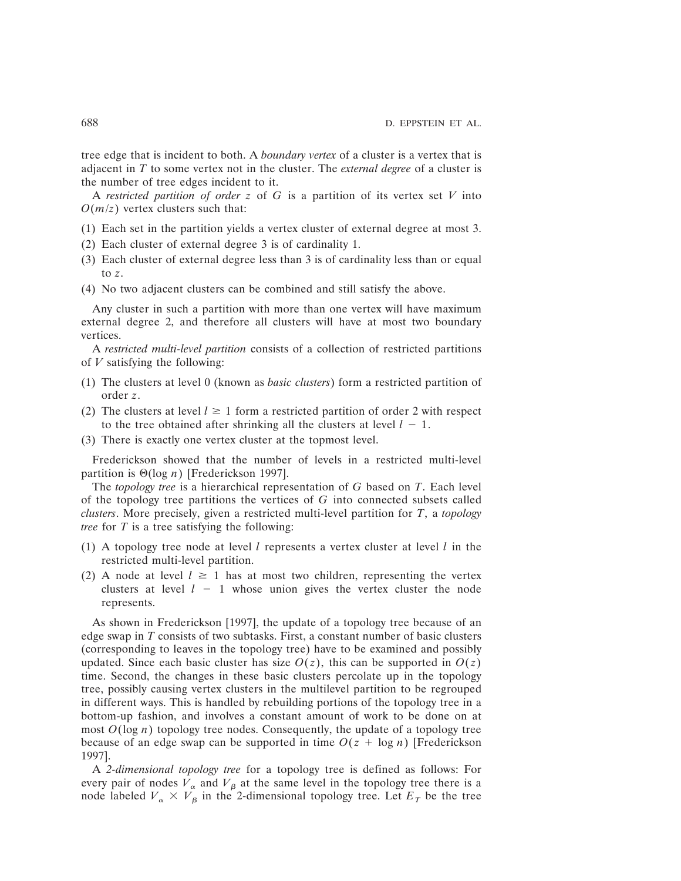tree edge that is incident to both. A *boundary vertex* of a cluster is a vertex that is adjacent in $T$ to some vertex not in the cluster. The *external degree* of a cluster is the number of tree edges incident to it.

A *restricted partition of order* $z$ of $G$ is a partition of its vertex set $V$ into $O(m/z)$ vertex clusters such that:

(1) Each set in the partition yields a vertex cluster of external degree at most 3.
(2) Each cluster of external degree 3 is of cardinality 1.
(3) Each cluster of external degree less than 3 is of cardinality less than or equal to $z$.
(4) No two adjacent clusters can be combined and still satisfy the above.

Any cluster in such a partition with more than one vertex will have maximum external degree 2, and therefore all clusters will have at most two boundary vertices.

A *restricted multi-level partition* consists of a collection of restricted partitions of $V$ satisfying the following:

(1) The clusters at level 0 (known as *basic clusters*) form a restricted partition of order $z$.
(2) The clusters at level $l \geq 1$ form a restricted partition of order 2 with respect to the tree obtained after shrinking all the clusters at level $l - 1$.
(3) There is exactly one vertex cluster at the topmost level.

Frederickson showed that the number of levels in a restricted multi-level partition is $\Theta(\log n)$ [Frederickson 1997].

The *topology tree* is a hierarchical representation of $G$ based on $T$. Each level of the topology tree partitions the vertices of $G$ into connected subsets called *clusters*. More precisely, given a restricted multi-level partition for $T$, a *topology tree* for $T$ is a tree satisfying the following:

(1) A topology tree node at level $l$ represents a vertex cluster at level $l$ in the restricted multi-level partition.
(2) A node at level $l \geq 1$ has at most two children, representing the vertex clusters at level $l - 1$ whose union gives the vertex cluster the node represents.

As shown in Frederickson [1997], the update of a topology tree because of an edge swap in $T$ consists of two subtasks. First, a constant number of basic clusters (corresponding to leaves in the topology tree) have to be examined and possibly updated. Since each basic cluster has size $O(z)$, this can be supported in $O(z)$ time. Second, the changes in these basic clusters percolate up in the topology tree, possibly causing vertex clusters in the multilevel partition to be regrouped in different ways. This is handled by rebuilding portions of the topology tree in a bottom-up fashion, and involves a constant amount of work to be done on at most $O(\log n)$ topology tree nodes. Consequently, the update of a topology tree because of an edge swap can be supported in time $O(z + \log n)$ [Frederickson 1997].

A *2-dimensional topology tree* for a topology tree is defined as follows: For every pair of nodes $V_\alpha$ and $V_\beta$ at the same level in the topology tree there is a node labeled $V_\alpha \times V_\beta$ in the 2-dimensional topology tree. Let $E_T$ be the tree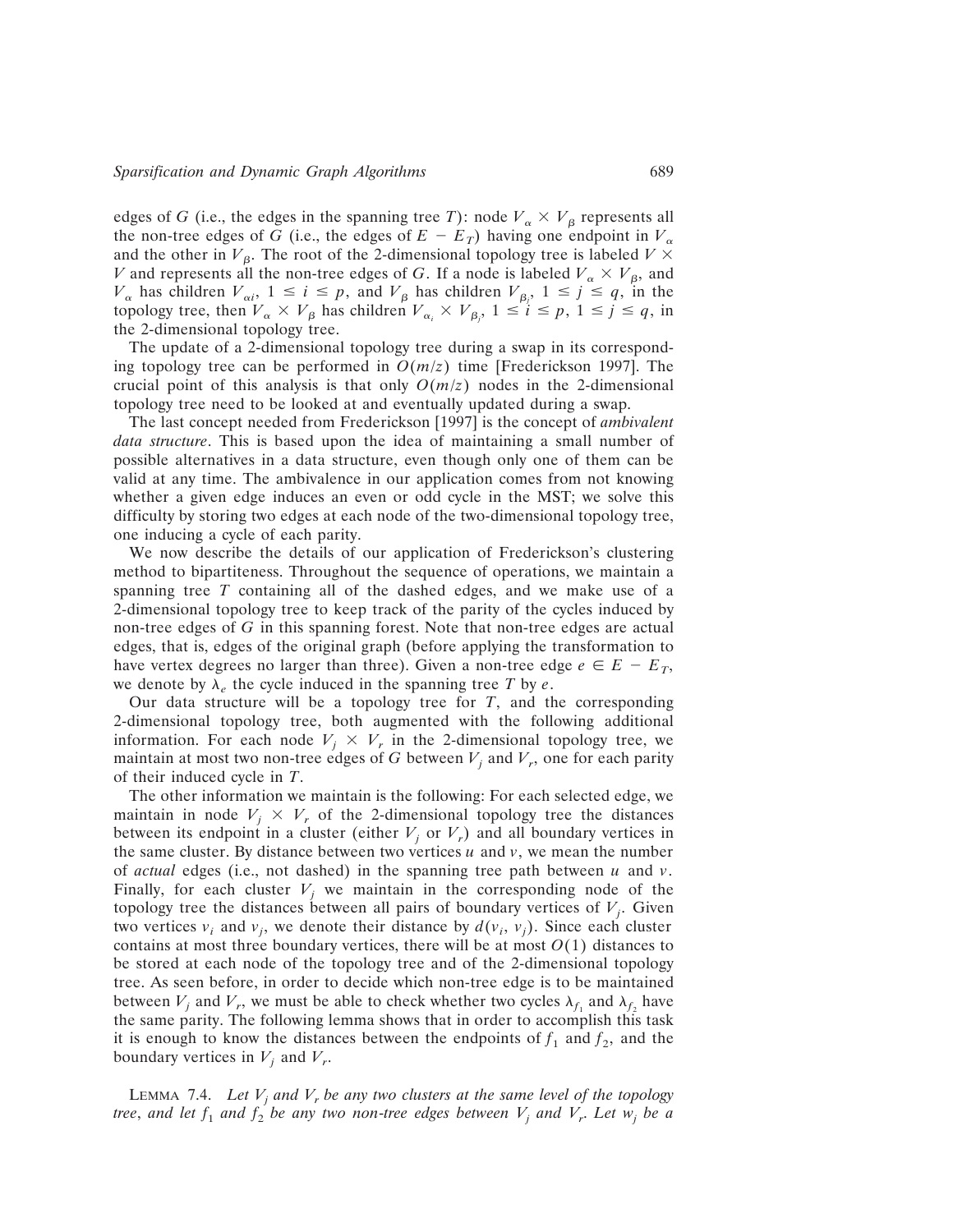edges of $G$ (i.e., the edges in the spanning tree $T$): node $V_\alpha \times V_\beta$ represents all the non-tree edges of $G$ (i.e., the edges of $E - E_T$) having one endpoint in $V_\alpha$ and the other in $V_\beta$. The root of the 2-dimensional topology tree is labeled $V \times V$ and represents all the non-tree edges of $G$. If a node is labeled $V_\alpha \times V_\beta$, and $V_\alpha$ has children $V_{\alpha i}$, $1 \leq i \leq p$, and $V_\beta$ has children $V_{\beta_j}$, $1 \leq j \leq q$, in the topology tree, then $V_\alpha \times V_\beta$ has children $V_{\alpha_i} \times V_{\beta_j}$, $1 \leq i \leq p$, $1 \leq j \leq q$, in the 2-dimensional topology tree.

The update of a 2-dimensional topology tree during a swap in its corresponding topology tree can be performed in $O(m/z)$ time [Frederickson 1997]. The crucial point of this analysis is that only $O(m/z)$ nodes in the 2-dimensional topology tree need to be looked at and eventually updated during a swap.

The last concept needed from Frederickson [1997] is the concept of *ambivalent data structure*. This is based upon the idea of maintaining a small number of possible alternatives in a data structure, even though only one of them can be valid at any time. The ambivalence in our application comes from not knowing whether a given edge induces an even or odd cycle in the MST; we solve this difficulty by storing two edges at each node of the two-dimensional topology tree, one inducing a cycle of each parity.

We now describe the details of our application of Frederickson's clustering method to bipartiteness. Throughout the sequence of operations, we maintain a spanning tree $T$ containing all of the dashed edges, and we make use of a 2-dimensional topology tree to keep track of the parity of the cycles induced by non-tree edges of $G$ in this spanning forest. Note that non-tree edges are actual edges, that is, edges of the original graph (before applying the transformation to have vertex degrees no larger than three). Given a non-tree edge $e \in E - E_T$, we denote by $\lambda_e$ the cycle induced in the spanning tree $T$ by $e$.

Our data structure will be a topology tree for $T$, and the corresponding 2-dimensional topology tree, both augmented with the following additional information. For each node $V_j \times V_r$ in the 2-dimensional topology tree, we maintain at most two non-tree edges of $G$ between $V_j$ and $V_r$, one for each parity of their induced cycle in $T$.

The other information we maintain is the following: For each selected edge, we maintain in node $V_j \times V_r$ of the 2-dimensional topology tree the distances between its endpoint in a cluster (either $V_j$ or $V_r$) and all boundary vertices in the same cluster. By distance between two vertices $u$ and $v$, we mean the number of *actual* edges (i.e., not dashed) in the spanning tree path between $u$ and $v$. Finally, for each cluster $V_j$ we maintain in the corresponding node of the topology tree the distances between all pairs of boundary vertices of $V_j$. Given two vertices $v_i$ and $v_j$, we denote their distance by $d(v_i, v_j)$. Since each cluster contains at most three boundary vertices, there will be at most $O(1)$ distances to be stored at each node of the topology tree and of the 2-dimensional topology tree. As seen before, in order to decide which non-tree edge is to be maintained between $V_j$ and $V_r$, we must be able to check whether two cycles $\lambda_{f_1}$ and $\lambda_{f_2}$ have the same parity. The following lemma shows that in order to accomplish this task it is enough to know the distances between the endpoints of $f_1$ and $f_2$, and the boundary vertices in $V_j$ and $V_r$.

LEMMA 7.4. *Let $V_j$ and $V_r$ be any two clusters at the same level of the topology tree, and let $f_1$ and $f_2$ be any two non-tree edges between $V_j$ and $V_r$. Let $w_j$ be a*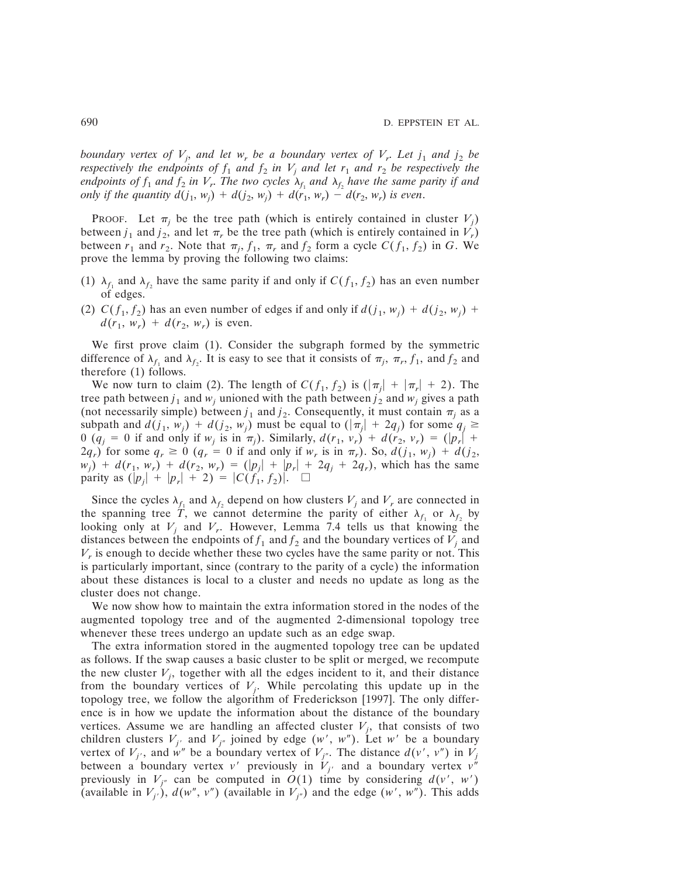*boundary vertex of $V_j$, and let $w_r$ be a boundary vertex of $V_r$. Let $j_1$ and $j_2$ be respectively the endpoints of $f_1$ and $f_2$ in $V_j$ and let $r_1$ and $r_2$ be respectively the endpoints of $f_1$ and $f_2$ in $V_r$. The two cycles $\lambda_{f_1}$ and $\lambda_{f_2}$ have the same parity if and only if the quantity $d(j_1, w_j) + d(j_2, w_j) + d(r_1, w_r) - d(r_2, w_r)$ is even.*

PROOF. Let $\pi_j$ be the tree path (which is entirely contained in cluster $V_j$) between $j_1$ and $j_2$, and let $\pi_r$ be the tree path (which is entirely contained in $V_r$) between $r_1$ and $r_2$. Note that $\pi_j$, $f_1$, $\pi_r$ and $f_2$ form a cycle $C(f_1, f_2)$ in $G$. We prove the lemma by proving the following two claims:

(1) $\lambda_{f_1}$ and $\lambda_{f_2}$ have the same parity if and only if $C(f_1, f_2)$ has an even number of edges.
(2) $C(f_1, f_2)$ has an even number of edges if and only if $d(j_1, w_j) + d(j_2, w_j) + d(r_1, w_r) + d(r_2, w_r)$ is even.

We first prove claim (1). Consider the subgraph formed by the symmetric difference of $\lambda_{f_1}$ and $\lambda_{f_2}$. It is easy to see that it consists of $\pi_j$, $\pi_r$, $f_1$, and $f_2$ and therefore (1) follows.

We now turn to claim (2). The length of $C(f_1, f_2)$ is $(|\pi_j| + |\pi_r| + 2)$. The tree path between $j_1$ and $w_j$ unioned with the path between $j_2$ and $w_j$ gives a path (not necessarily simple) between $j_1$ and $j_2$. Consequently, it must contain $\pi_j$ as a subpath and $d(j_1, w_j) + d(j_2, w_j)$ must be equal to $(|\pi_j| + 2q_j)$ for some $q_j \geq 0$ ($q_j = 0$ if and only if $w_j$ is in $\pi_j$). Similarly, $d(r_1, v_r) + d(r_2, v_r) = (|p_r| + 2q_r)$ for some $q_r \geq 0$ ($q_r = 0$ if and only if $w_r$ is in $\pi_r$). So, $d(j_1, w_j) + d(j_2, w_j) + d(r_1, w_r) + d(r_2, w_r) = (|p_j| + |p_r| + 2q_j + 2q_r)$, which has the same parity as $(|p_j| + |p_r| + 2) = |C(f_1, f_2)|$. $\square$

Since the cycles $\lambda_{f_1}$ and $\lambda_{f_2}$ depend on how clusters $V_j$ and $V_r$ are connected in the spanning tree $T$, we cannot determine the parity of either $\lambda_{f_1}$ or $\lambda_{f_2}$ by looking only at $V_j$ and $V_r$. However, Lemma 7.4 tells us that knowing the distances between the endpoints of $f_1$ and $f_2$ and the boundary vertices of $V_j$ and $V_r$ is enough to decide whether these two cycles have the same parity or not. This is particularly important, since (contrary to the parity of a cycle) the information about these distances is local to a cluster and needs no update as long as the cluster does not change.

We now show how to maintain the extra information stored in the nodes of the augmented topology tree and of the augmented 2-dimensional topology tree whenever these trees undergo an update such as an edge swap.

The extra information stored in the augmented topology tree can be updated as follows. If the swap causes a basic cluster to be split or merged, we recompute the new cluster $V_j$, together with all the edges incident to it, and their distance from the boundary vertices of $V_j$. While percolating this update up in the topology tree, we follow the algorithm of Frederickson [1997]. The only difference is in how we update the information about the distance of the boundary vertices. Assume we are handling an affected cluster $V_j$, that consists of two children clusters $V_{j'}$ and $V_{j''}$ joined by edge $(w', w'')$. Let $w'$ be a boundary vertex of $V_{j'}$, and $w''$ be a boundary vertex of $V_{j''}$. The distance $d(v', v'')$ in $V_j$ between a boundary vertex $v'$ previously in $V_{j'}$ and a boundary vertex $v''$ previously in $V_{j''}$ can be computed in $O(1)$ time by considering $d(v', w')$ (available in $V_{j'}$), $d(w'', v'')$ (available in $V_{j''}$) and the edge $(w', w'')$. This adds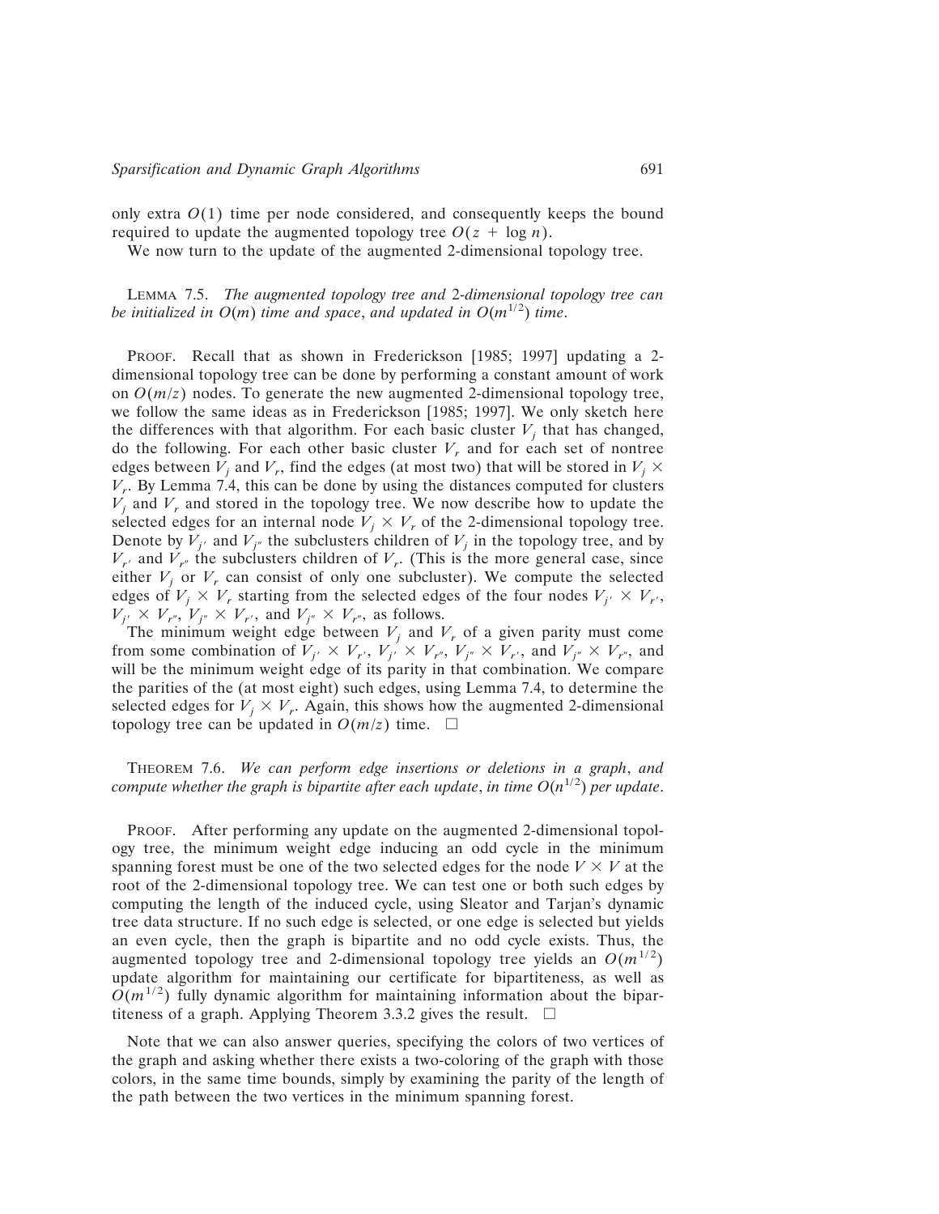only extra $O(1)$ time per node considered, and consequently keeps the bound required to update the augmented topology tree $O(z + \log n)$.

We now turn to the update of the augmented 2-dimensional topology tree.

LEMMA 7.5. *The augmented topology tree and 2-dimensional topology tree can be initialized in $O(m)$ time and space, and updated in $O(m^{1/2})$ time.*

PROOF. Recall that as shown in Frederickson [1985; 1997] updating a 2-dimensional topology tree can be done by performing a constant amount of work on $O(m/z)$ nodes. To generate the new augmented 2-dimensional topology tree, we follow the same ideas as in Frederickson [1985; 1997]. We only sketch here the differences with that algorithm. For each basic cluster $V_j$ that has changed, do the following. For each other basic cluster $V_r$ and for each set of nontree edges between $V_j$ and $V_r$, find the edges (at most two) that will be stored in $V_j \times V_r$. By Lemma 7.4, this can be done by using the distances computed for clusters $V_j$ and $V_r$ and stored in the topology tree. We now describe how to update the selected edges for an internal node $V_j \times V_r$ of the 2-dimensional topology tree. Denote by $V_{j'}$ and $V_{j''}$ the subclusters children of $V_j$ in the topology tree, and by $V_{r'}$ and $V_{r''}$ the subclusters children of $V_r$. (This is the more general case, since either $V_j$ or $V_r$ can consist of only one subcluster). We compute the selected edges of $V_j \times V_r$ starting from the selected edges of the four nodes $V_{j'} \times V_{r'}$, $V_{j'} \times V_{r''}$, $V_{j''} \times V_{r'}$, and $V_{j''} \times V_{r''}$, as follows.

The minimum weight edge between $V_j$ and $V_r$ of a given parity must come from some combination of $V_{j'} \times V_{r'}$, $V_{j'} \times V_{r''}$, $V_{j''} \times V_{r'}$, and $V_{j''} \times V_{r''}$, and will be the minimum weight edge of its parity in that combination. We compare the parities of the (at most eight) such edges, using Lemma 7.4, to determine the selected edges for $V_j \times V_r$. Again, this shows how the augmented 2-dimensional topology tree can be updated in $O(m/z)$ time. □

THEOREM 7.6. *We can perform edge insertions or deletions in a graph, and compute whether the graph is bipartite after each update, in time $O(n^{1/2})$ per update.*

PROOF. After performing any update on the augmented 2-dimensional topology tree, the minimum weight edge inducing an odd cycle in the minimum spanning forest must be one of the two selected edges for the node $V \times V$ at the root of the 2-dimensional topology tree. We can test one or both such edges by computing the length of the induced cycle, using Sleator and Tarjan's dynamic tree data structure. If no such edge is selected, or one edge is selected but yields an even cycle, then the graph is bipartite and no odd cycle exists. Thus, the augmented topology tree and 2-dimensional topology tree yields an $O(m^{1/2})$ update algorithm for maintaining our certificate for bipartiteness, as well as $O(m^{1/2})$ fully dynamic algorithm for maintaining information about the bipartiteness of a graph. Applying Theorem 3.3.2 gives the result. □

Note that we can also answer queries, specifying the colors of two vertices of the graph and asking whether there exists a two-coloring of the graph with those colors, in the same time bounds, simply by examining the parity of the length of the path between the two vertices in the minimum spanning forest.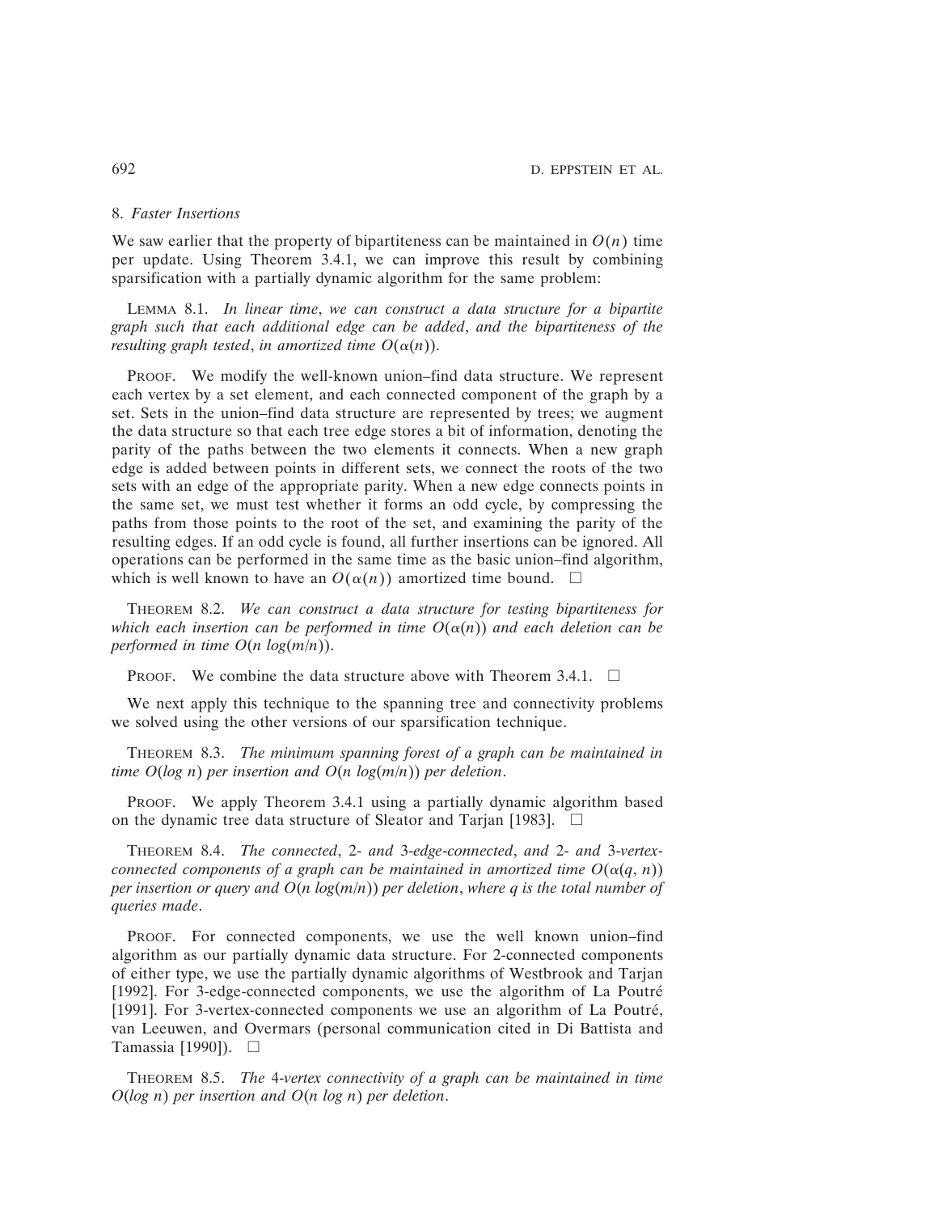## 8. *Faster Insertions*

We saw earlier that the property of bipartiteness can be maintained in $O(n)$ time per update. Using Theorem 3.4.1, we can improve this result by combining sparsification with a partially dynamic algorithm for the same problem:

LEMMA 8.1. *In linear time, we can construct a data structure for a bipartite graph such that each additional edge can be added, and the bipartiteness of the resulting graph tested, in amortized time $O(\alpha(n))$.*

PROOF. We modify the well-known union–find data structure. We represent each vertex by a set element, and each connected component of the graph by a set. Sets in the union–find data structure are represented by trees; we augment the data structure so that each tree edge stores a bit of information, denoting the parity of the paths between the two elements it connects. When a new graph edge is added between points in different sets, we connect the roots of the two sets with an edge of the appropriate parity. When a new edge connects points in the same set, we must test whether it forms an odd cycle, by compressing the paths from those points to the root of the set, and examining the parity of the resulting edges. If an odd cycle is found, all further insertions can be ignored. All operations can be performed in the same time as the basic union–find algorithm, which is well known to have an $O(\alpha(n))$ amortized time bound. □

THEOREM 8.2. *We can construct a data structure for testing bipartiteness for which each insertion can be performed in time $O(\alpha(n))$ and each deletion can be performed in time $O(n \log(m/n))$.*

PROOF. We combine the data structure above with Theorem 3.4.1. □

We next apply this technique to the spanning tree and connectivity problems we solved using the other versions of our sparsification technique.

THEOREM 8.3. *The minimum spanning forest of a graph can be maintained in time $O(\log n)$ per insertion and $O(n \log(m/n))$ per deletion.*

PROOF. We apply Theorem 3.4.1 using a partially dynamic algorithm based on the dynamic tree data structure of Sleator and Tarjan [1983]. □

THEOREM 8.4. *The connected, 2- and 3-edge-connected, and 2- and 3-vertex-connected components of a graph can be maintained in amortized time $O(\alpha(q, n))$ per insertion or query and $O(n \log(m/n))$ per deletion, where $q$ is the total number of queries made.*

PROOF. For connected components, we use the well known union–find algorithm as our partially dynamic data structure. For 2-connected components of either type, we use the partially dynamic algorithms of Westbrook and Tarjan [1992]. For 3-edge-connected components, we use the algorithm of La Poutré [1991]. For 3-vertex-connected components we use an algorithm of La Poutré, van Leeuwen, and Overmars (personal communication cited in Di Battista and Tamassia [1990]). □

THEOREM 8.5. *The 4-vertex connectivity of a graph can be maintained in time $O(\log n)$ per insertion and $O(n \log n)$ per deletion.*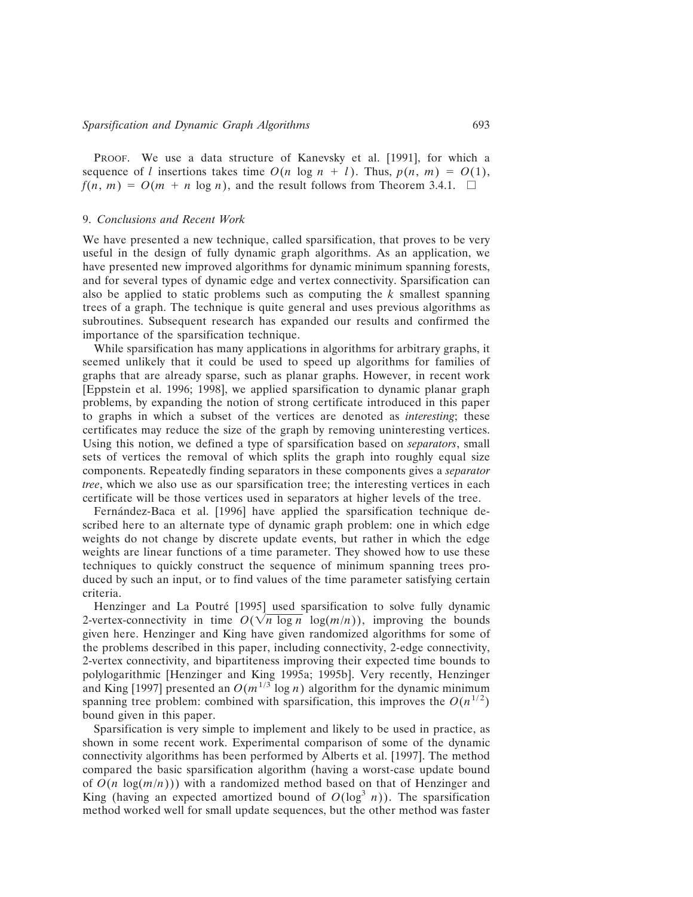PROOF. We use a data structure of Kanevsky et al. [1991], for which a sequence of $l$ insertions takes time $O(n \log n + l)$. Thus, $p(n, m) = O(1)$, $f(n, m) = O(m + n \log n)$, and the result follows from Theorem 3.4.1. $\square$

## 9. *Conclusions and Recent Work*

We have presented a new technique, called sparsification, that proves to be very useful in the design of fully dynamic graph algorithms. As an application, we have presented new improved algorithms for dynamic minimum spanning forests, and for several types of dynamic edge and vertex connectivity. Sparsification can also be applied to static problems such as computing the $k$ smallest spanning trees of a graph. The technique is quite general and uses previous algorithms as subroutines. Subsequent research has expanded our results and confirmed the importance of the sparsification technique.

While sparsification has many applications in algorithms for arbitrary graphs, it seemed unlikely that it could be used to speed up algorithms for families of graphs that are already sparse, such as planar graphs. However, in recent work [Eppstein et al. 1996; 1998], we applied sparsification to dynamic planar graph problems, by expanding the notion of strong certificate introduced in this paper to graphs in which a subset of the vertices are denoted as *interesting*; these certificates may reduce the size of the graph by removing uninteresting vertices. Using this notion, we defined a type of sparsification based on *separators*, small sets of vertices the removal of which splits the graph into roughly equal size components. Repeatedly finding separators in these components gives a *separator tree*, which we also use as our sparsification tree; the interesting vertices in each certificate will be those vertices used in separators at higher levels of the tree.

Fernández-Baca et al. [1996] have applied the sparsification technique described here to an alternate type of dynamic graph problem: one in which edge weights do not change by discrete update events, but rather in which the edge weights are linear functions of a time parameter. They showed how to use these techniques to quickly construct the sequence of minimum spanning trees produced by such an input, or to find values of the time parameter satisfying certain criteria.

Henzinger and La Poutré [1995] used sparsification to solve fully dynamic 2-vertex-connectivity in time $O(\sqrt{n \log n}\ \log(m/n))$, improving the bounds given here. Henzinger and King have given randomized algorithms for some of the problems described in this paper, including connectivity, 2-edge connectivity, 2-vertex connectivity, and bipartiteness improving their expected time bounds to polylogarithmic [Henzinger and King 1995a; 1995b]. Very recently, Henzinger and King [1997] presented an $O(m^{1/3} \log n)$ algorithm for the dynamic minimum spanning tree problem: combined with sparsification, this improves the $O(n^{1/2})$ bound given in this paper.

Sparsification is very simple to implement and likely to be used in practice, as shown in some recent work. Experimental comparison of some of the dynamic connectivity algorithms has been performed by Alberts et al. [1997]. The method compared the basic sparsification algorithm (having a worst-case update bound of $O(n \log(m/n))$) with a randomized method based on that of Henzinger and King (having an expected amortized bound of $O(\log^3 n)$). The sparsification method worked well for small update sequences, but the other method was faster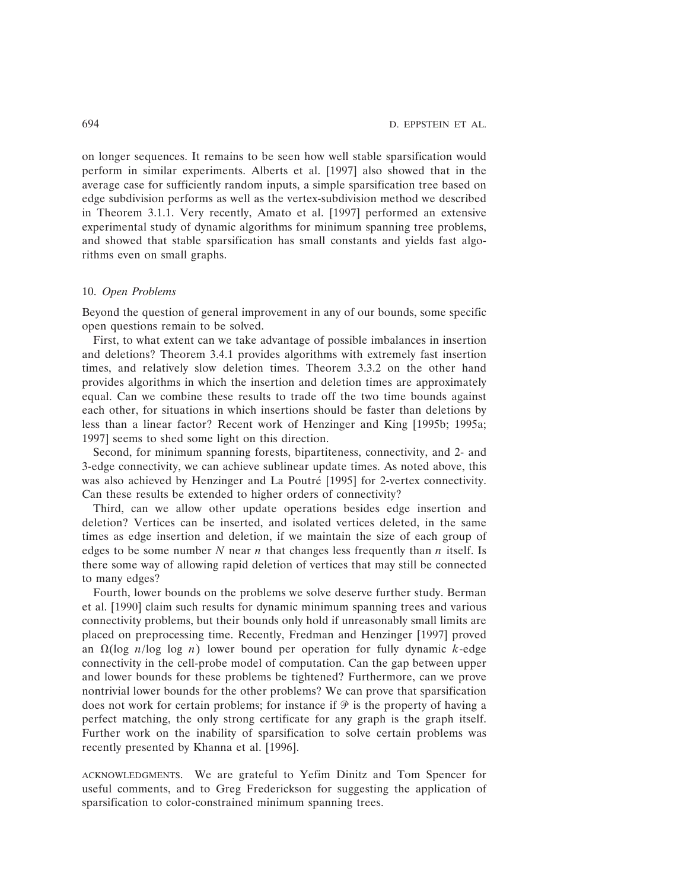on longer sequences. It remains to be seen how well stable sparsification would perform in similar experiments. Alberts et al. [1997] also showed that in the average case for sufficiently random inputs, a simple sparsification tree based on edge subdivision performs as well as the vertex-subdivision method we described in Theorem 3.1.1. Very recently, Amato et al. [1997] performed an extensive experimental study of dynamic algorithms for minimum spanning tree problems, and showed that stable sparsification has small constants and yields fast algorithms even on small graphs.

## 10. *Open Problems*

Beyond the question of general improvement in any of our bounds, some specific open questions remain to be solved.

First, to what extent can we take advantage of possible imbalances in insertion and deletions? Theorem 3.4.1 provides algorithms with extremely fast insertion times, and relatively slow deletion times. Theorem 3.3.2 on the other hand provides algorithms in which the insertion and deletion times are approximately equal. Can we combine these results to trade off the two time bounds against each other, for situations in which insertions should be faster than deletions by less than a linear factor? Recent work of Henzinger and King [1995b; 1995a; 1997] seems to shed some light on this direction.

Second, for minimum spanning forests, bipartiteness, connectivity, and 2- and 3-edge connectivity, we can achieve sublinear update times. As noted above, this was also achieved by Henzinger and La Poutré [1995] for 2-vertex connectivity. Can these results be extended to higher orders of connectivity?

Third, can we allow other update operations besides edge insertion and deletion? Vertices can be inserted, and isolated vertices deleted, in the same times as edge insertion and deletion, if we maintain the size of each group of edges to be some number $N$ near $n$ that changes less frequently than $n$ itself. Is there some way of allowing rapid deletion of vertices that may still be connected to many edges?

Fourth, lower bounds on the problems we solve deserve further study. Berman et al. [1990] claim such results for dynamic minimum spanning trees and various connectivity problems, but their bounds only hold if unreasonably small limits are placed on preprocessing time. Recently, Fredman and Henzinger [1997] proved an $\Omega(\log n/\log\log n)$ lower bound per operation for fully dynamic $k$-edge connectivity in the cell-probe model of computation. Can the gap between upper and lower bounds for these problems be tightened? Furthermore, can we prove nontrivial lower bounds for the other problems? We can prove that sparsification does not work for certain problems; for instance if $\mathcal{P}$ is the property of having a perfect matching, the only strong certificate for any graph is the graph itself. Further work on the inability of sparsification to solve certain problems was recently presented by Khanna et al. [1996].

ACKNOWLEDGMENTS. We are grateful to Yefim Dinitz and Tom Spencer for useful comments, and to Greg Frederickson for suggesting the application of sparsification to color-constrained minimum spanning trees.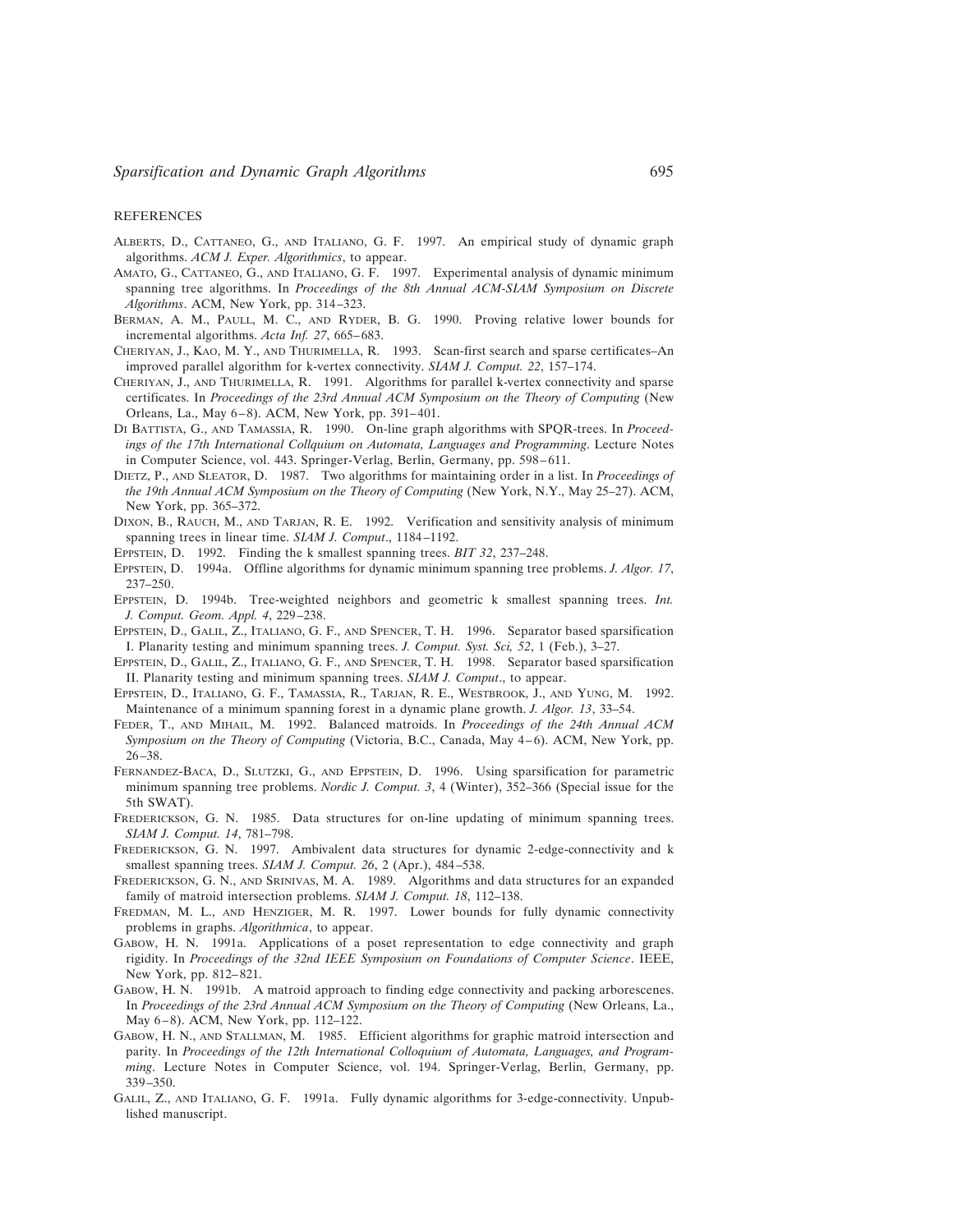## REFERENCES

ALBERTS, D., CATTANEO, G., AND ITALIANO, G. F. 1997. An empirical study of dynamic graph algorithms. *ACM J. Exper. Algorithmics*, to appear.

AMATO, G., CATTANEO, G., AND ITALIANO, G. F. 1997. Experimental analysis of dynamic minimum spanning tree algorithms. In *Proceedings of the 8th Annual ACM-SIAM Symposium on Discrete Algorithms*. ACM, New York, pp. 314–323.

BERMAN, A. M., PAULL, M. C., AND RYDER, B. G. 1990. Proving relative lower bounds for incremental algorithms. *Acta Inf. 27*, 665–683.

CHERIYAN, J., KAO, M. Y., AND THURIMELLA, R. 1993. Scan-first search and sparse certificates–An improved parallel algorithm for k-vertex connectivity. *SIAM J. Comput. 22*, 157–174.

CHERIYAN, J., AND THURIMELLA, R. 1991. Algorithms for parallel k-vertex connectivity and sparse certificates. In *Proceedings of the 23rd Annual ACM Symposium on the Theory of Computing* (New Orleans, La., May 6–8). ACM, New York, pp. 391–401.

DI BATTISTA, G., AND TAMASSIA, R. 1990. On-line graph algorithms with SPQR-trees. In *Proceedings of the 17th International Collquium on Automata, Languages and Programming*. Lecture Notes in Computer Science, vol. 443. Springer-Verlag, Berlin, Germany, pp. 598–611.

DIETZ, P., AND SLEATOR, D. 1987. Two algorithms for maintaining order in a list. In *Proceedings of the 19th Annual ACM Symposium on the Theory of Computing* (New York, N.Y., May 25–27). ACM, New York, pp. 365–372.

DIXON, B., RAUCH, M., AND TARJAN, R. E. 1992. Verification and sensitivity analysis of minimum spanning trees in linear time. *SIAM J. Comput*., 1184–1192.

EPPSTEIN, D. 1992. Finding the k smallest spanning trees. *BIT 32*, 237–248.

EPPSTEIN, D. 1994a. Offline algorithms for dynamic minimum spanning tree problems. *J. Algor. 17*, 237–250.

EPPSTEIN, D. 1994b. Tree-weighted neighbors and geometric k smallest spanning trees. *Int. J. Comput. Geom. Appl. 4*, 229–238.

EPPSTEIN, D., GALIL, Z., ITALIANO, G. F., AND SPENCER, T. H. 1996. Separator based sparsification I. Planarity testing and minimum spanning trees. *J. Comput. Syst. Sci, 52*, 1 (Feb.), 3–27.

EPPSTEIN, D., GALIL, Z., ITALIANO, G. F., AND SPENCER, T. H. 1998. Separator based sparsification II. Planarity testing and minimum spanning trees. *SIAM J. Comput*., to appear.

EPPSTEIN, D., ITALIANO, G. F., TAMASSIA, R., TARJAN, R. E., WESTBROOK, J., AND YUNG, M. 1992. Maintenance of a minimum spanning forest in a dynamic plane growth. *J. Algor. 13*, 33–54.

FEDER, T., AND MIHAIL, M. 1992. Balanced matroids. In *Proceedings of the 24th Annual ACM Symposium on the Theory of Computing* (Victoria, B.C., Canada, May 4–6). ACM, New York, pp. 26–38.

FERNANDEZ-BACA, D., SLUTZKI, G., AND EPPSTEIN, D. 1996. Using sparsification for parametric minimum spanning tree problems. *Nordic J. Comput. 3*, 4 (Winter), 352–366 (Special issue for the 5th SWAT).

FREDERICKSON, G. N. 1985. Data structures for on-line updating of minimum spanning trees. *SIAM J. Comput. 14*, 781–798.

FREDERICKSON, G. N. 1997. Ambivalent data structures for dynamic 2-edge-connectivity and k smallest spanning trees. *SIAM J. Comput. 26*, 2 (Apr.), 484–538.

FREDERICKSON, G. N., AND SRINIVAS, M. A. 1989. Algorithms and data structures for an expanded family of matroid intersection problems. *SIAM J. Comput. 18*, 112–138.

FREDMAN, M. L., AND HENZIGER, M. R. 1997. Lower bounds for fully dynamic connectivity problems in graphs. *Algorithmica*, to appear.

GABOW, H. N. 1991a. Applications of a poset representation to edge connectivity and graph rigidity. In *Proceedings of the 32nd IEEE Symposium on Foundations of Computer Science*. IEEE, New York, pp. 812–821.

GABOW, H. N. 1991b. A matroid approach to finding edge connectivity and packing arborescenes. In *Proceedings of the 23rd Annual ACM Symposium on the Theory of Computing* (New Orleans, La., May 6–8). ACM, New York, pp. 112–122.

GABOW, H. N., AND STALLMAN, M. 1985. Efficient algorithms for graphic matroid intersection and parity. In *Proceedings of the 12th International Colloquium of Automata, Languages, and Programming*. Lecture Notes in Computer Science, vol. 194. Springer-Verlag, Berlin, Germany, pp. 339–350.

GALIL, Z., AND ITALIANO, G. F. 1991a. Fully dynamic algorithms for 3-edge-connectivity. Unpublished manuscript.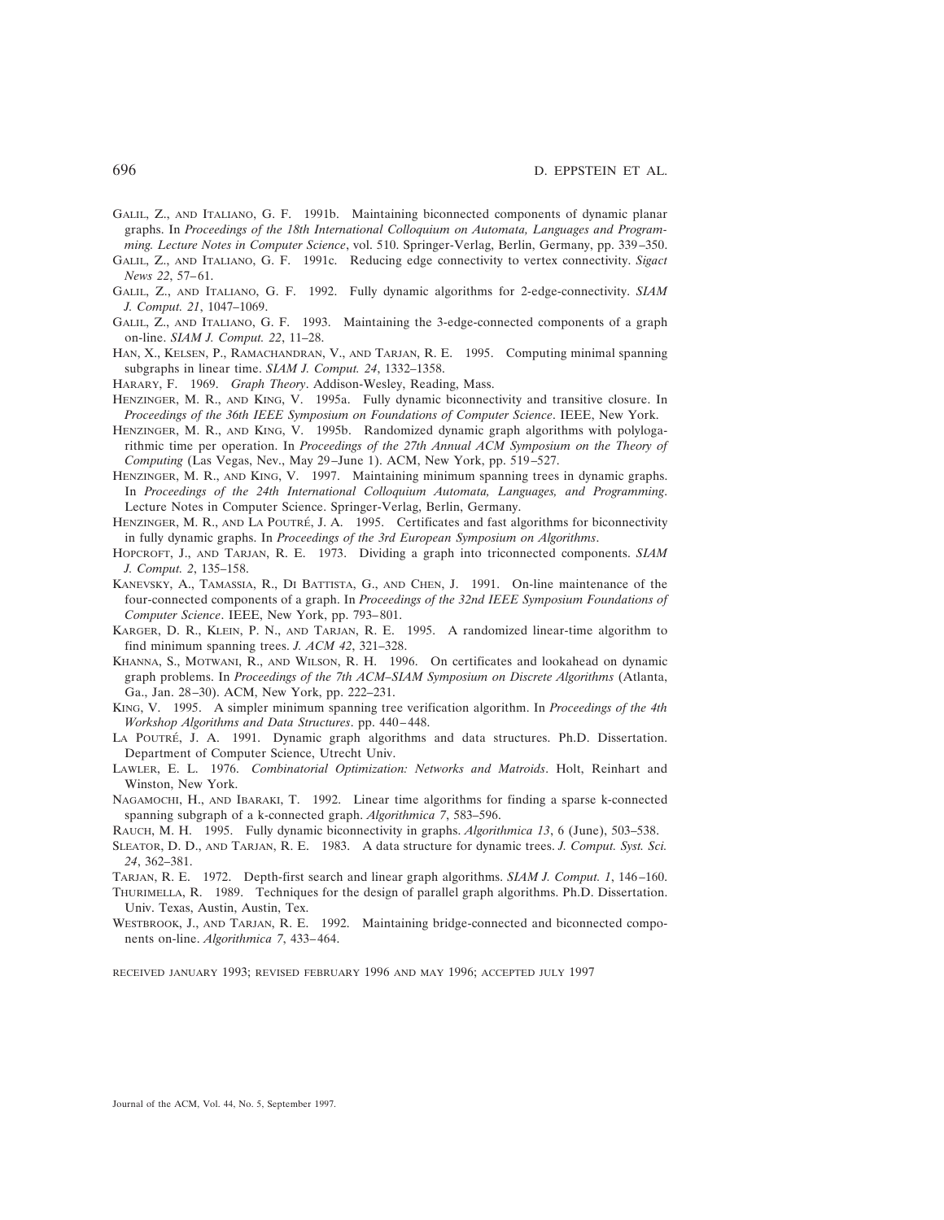GALIL, Z., AND ITALIANO, G. F. 1991b. Maintaining biconnected components of dynamic planar graphs. In *Proceedings of the 18th International Colloquium on Automata, Languages and Programming. Lecture Notes in Computer Science*, vol. 510. Springer-Verlag, Berlin, Germany, pp. 339–350.

GALIL, Z., AND ITALIANO, G. F. 1991c. Reducing edge connectivity to vertex connectivity. *Sigact News 22*, 57–61.

GALIL, Z., AND ITALIANO, G. F. 1992. Fully dynamic algorithms for 2-edge-connectivity. *SIAM J. Comput. 21*, 1047–1069.

GALIL, Z., AND ITALIANO, G. F. 1993. Maintaining the 3-edge-connected components of a graph on-line. *SIAM J. Comput. 22*, 11–28.

HAN, X., KELSEN, P., RAMACHANDRAN, V., AND TARJAN, R. E. 1995. Computing minimal spanning subgraphs in linear time. *SIAM J. Comput. 24*, 1332–1358.

HARARY, F. 1969. *Graph Theory*. Addison-Wesley, Reading, Mass.

HENZINGER, M. R., AND KING, V. 1995a. Fully dynamic biconnectivity and transitive closure. In *Proceedings of the 36th IEEE Symposium on Foundations of Computer Science*. IEEE, New York.

HENZINGER, M. R., AND KING, V. 1995b. Randomized dynamic graph algorithms with polylogarithmic time per operation. In *Proceedings of the 27th Annual ACM Symposium on the Theory of Computing* (Las Vegas, Nev., May 29–June 1). ACM, New York, pp. 519–527.

HENZINGER, M. R., AND KING, V. 1997. Maintaining minimum spanning trees in dynamic graphs. In *Proceedings of the 24th International Colloquium Automata, Languages, and Programming*. Lecture Notes in Computer Science. Springer-Verlag, Berlin, Germany.

HENZINGER, M. R., AND LA POUTRÉ, J. A. 1995. Certificates and fast algorithms for biconnectivity in fully dynamic graphs. In *Proceedings of the 3rd European Symposium on Algorithms*.

HOPCROFT, J., AND TARJAN, R. E. 1973. Dividing a graph into triconnected components. *SIAM J. Comput. 2*, 135–158.

KANEVSKY, A., TAMASSIA, R., DI BATTISTA, G., AND CHEN, J. 1991. On-line maintenance of the four-connected components of a graph. In *Proceedings of the 32nd IEEE Symposium Foundations of Computer Science*. IEEE, New York, pp. 793–801.

KARGER, D. R., KLEIN, P. N., AND TARJAN, R. E. 1995. A randomized linear-time algorithm to find minimum spanning trees. *J. ACM 42*, 321–328.

KHANNA, S., MOTWANI, R., AND WILSON, R. H. 1996. On certificates and lookahead on dynamic graph problems. In *Proceedings of the 7th ACM–SIAM Symposium on Discrete Algorithms* (Atlanta, Ga., Jan. 28–30). ACM, New York, pp. 222–231.

KING, V. 1995. A simpler minimum spanning tree verification algorithm. In *Proceedings of the 4th Workshop Algorithms and Data Structures*. pp. 440–448.

LA POUTRÉ, J. A. 1991. Dynamic graph algorithms and data structures. Ph.D. Dissertation. Department of Computer Science, Utrecht Univ.

LAWLER, E. L. 1976. *Combinatorial Optimization: Networks and Matroids*. Holt, Reinhart and Winston, New York.

NAGAMOCHI, H., AND IBARAKI, T. 1992. Linear time algorithms for finding a sparse k-connected spanning subgraph of a k-connected graph. *Algorithmica 7*, 583–596.

RAUCH, M. H. 1995. Fully dynamic biconnectivity in graphs. *Algorithmica 13*, 6 (June), 503–538.

SLEATOR, D. D., AND TARJAN, R. E. 1983. A data structure for dynamic trees. *J. Comput. Syst. Sci. 24*, 362–381.

TARJAN, R. E. 1972. Depth-first search and linear graph algorithms. *SIAM J. Comput. 1*, 146–160.

THURIMELLA, R. 1989. Techniques for the design of parallel graph algorithms. Ph.D. Dissertation. Univ. Texas, Austin, Austin, Tex.

WESTBROOK, J., AND TARJAN, R. E. 1992. Maintaining bridge-connected and biconnected components on-line. *Algorithmica 7*, 433–464.

RECEIVED JANUARY 1993; REVISED FEBRUARY 1996 AND MAY 1996; ACCEPTED JULY 1997